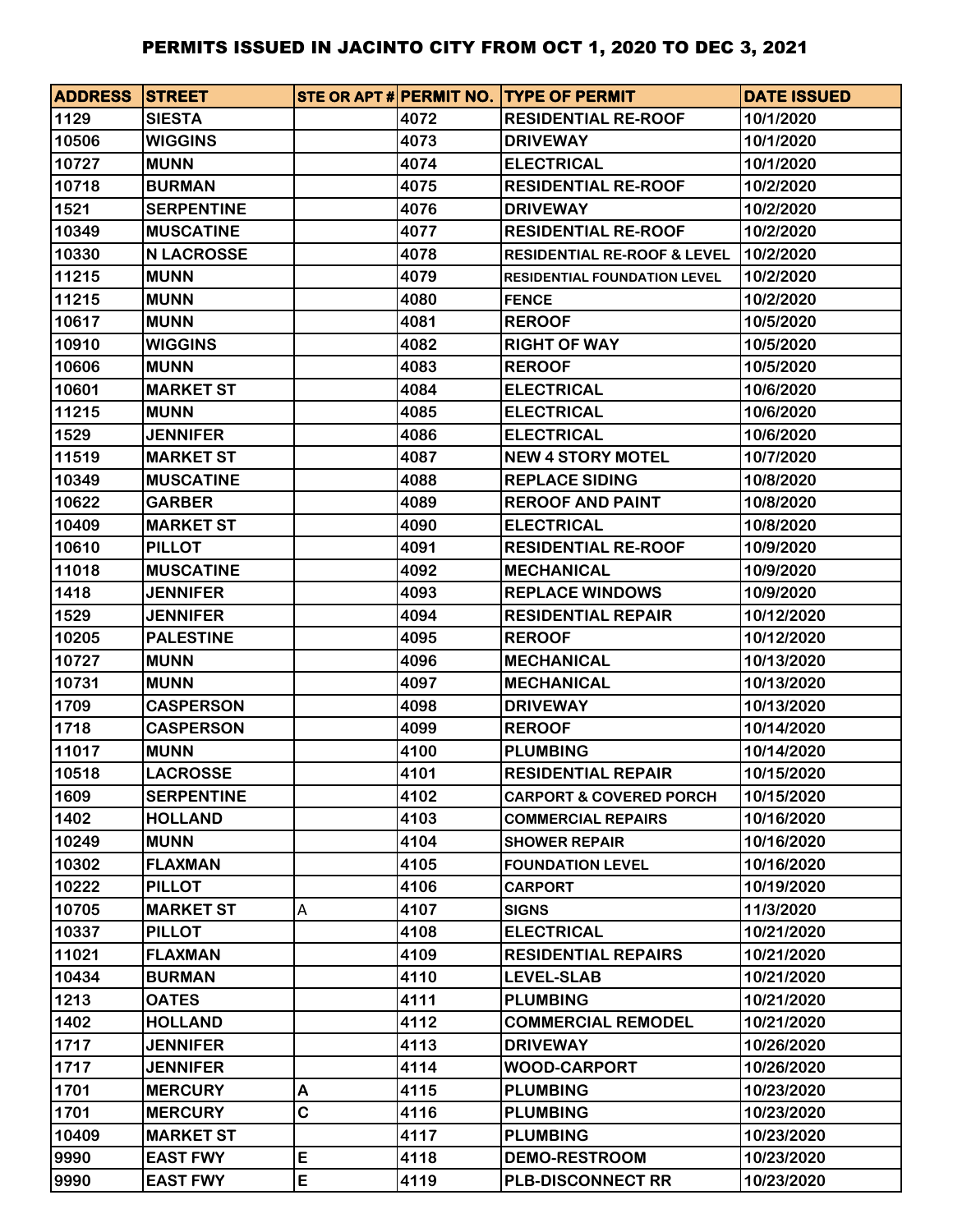# PERMITS ISSUED IN JACINTO CITY FROM OCT 1, 2020 TO DEC 3, 2021

| ADDRESS | STREET | STE OR APT # | PERMIT NO. | TYPE OF PERMIT | DATE ISSUED |
|---|---|---|---|---|---|
| 1129 | SIESTA | | 4072 | RESIDENTIAL RE-ROOF | 10/1/2020 |
| 10506 | WIGGINS | | 4073 | DRIVEWAY | 10/1/2020 |
| 10727 | MUNN | | 4074 | ELECTRICAL | 10/1/2020 |
| 10718 | BURMAN | | 4075 | RESIDENTIAL RE-ROOF | 10/2/2020 |
| 1521 | SERPENTINE | | 4076 | DRIVEWAY | 10/2/2020 |
| 10349 | MUSCATINE | | 4077 | RESIDENTIAL RE-ROOF | 10/2/2020 |
| 10330 | N LACROSSE | | 4078 | RESIDENTIAL RE-ROOF & LEVEL | 10/2/2020 |
| 11215 | MUNN | | 4079 | RESIDENTIAL FOUNDATION LEVEL | 10/2/2020 |
| 11215 | MUNN | | 4080 | FENCE | 10/2/2020 |
| 10617 | MUNN | | 4081 | REROOF | 10/5/2020 |
| 10910 | WIGGINS | | 4082 | RIGHT OF WAY | 10/5/2020 |
| 10606 | MUNN | | 4083 | REROOF | 10/5/2020 |
| 10601 | MARKET ST | | 4084 | ELECTRICAL | 10/6/2020 |
| 11215 | MUNN | | 4085 | ELECTRICAL | 10/6/2020 |
| 1529 | JENNIFER | | 4086 | ELECTRICAL | 10/6/2020 |
| 11519 | MARKET ST | | 4087 | NEW 4 STORY MOTEL | 10/7/2020 |
| 10349 | MUSCATINE | | 4088 | REPLACE SIDING | 10/8/2020 |
| 10622 | GARBER | | 4089 | REROOF AND PAINT | 10/8/2020 |
| 10409 | MARKET ST | | 4090 | ELECTRICAL | 10/8/2020 |
| 10610 | PILLOT | | 4091 | RESIDENTIAL RE-ROOF | 10/9/2020 |
| 11018 | MUSCATINE | | 4092 | MECHANICAL | 10/9/2020 |
| 1418 | JENNIFER | | 4093 | REPLACE WINDOWS | 10/9/2020 |
| 1529 | JENNIFER | | 4094 | RESIDENTIAL REPAIR | 10/12/2020 |
| 10205 | PALESTINE | | 4095 | REROOF | 10/12/2020 |
| 10727 | MUNN | | 4096 | MECHANICAL | 10/13/2020 |
| 10731 | MUNN | | 4097 | MECHANICAL | 10/13/2020 |
| 1709 | CASPERSON | | 4098 | DRIVEWAY | 10/13/2020 |
| 1718 | CASPERSON | | 4099 | REROOF | 10/14/2020 |
| 11017 | MUNN | | 4100 | PLUMBING | 10/14/2020 |
| 10518 | LACROSSE | | 4101 | RESIDENTIAL REPAIR | 10/15/2020 |
| 1609 | SERPENTINE | | 4102 | CARPORT & COVERED PORCH | 10/15/2020 |
| 1402 | HOLLAND | | 4103 | COMMERCIAL REPAIRS | 10/16/2020 |
| 10249 | MUNN | | 4104 | SHOWER REPAIR | 10/16/2020 |
| 10302 | FLAXMAN | | 4105 | FOUNDATION LEVEL | 10/16/2020 |
| 10222 | PILLOT | | 4106 | CARPORT | 10/19/2020 |
| 10705 | MARKET ST | A | 4107 | SIGNS | 11/3/2020 |
| 10337 | PILLOT | | 4108 | ELECTRICAL | 10/21/2020 |
| 11021 | FLAXMAN | | 4109 | RESIDENTIAL REPAIRS | 10/21/2020 |
| 10434 | BURMAN | | 4110 | LEVEL-SLAB | 10/21/2020 |
| 1213 | OATES | | 4111 | PLUMBING | 10/21/2020 |
| 1402 | HOLLAND | | 4112 | COMMERCIAL REMODEL | 10/21/2020 |
| 1717 | JENNIFER | | 4113 | DRIVEWAY | 10/26/2020 |
| 1717 | JENNIFER | | 4114 | WOOD-CARPORT | 10/26/2020 |
| 1701 | MERCURY | A | 4115 | PLUMBING | 10/23/2020 |
| 1701 | MERCURY | C | 4116 | PLUMBING | 10/23/2020 |
| 10409 | MARKET ST | | 4117 | PLUMBING | 10/23/2020 |
| 9990 | EAST FWY | E | 4118 | DEMO-RESTROOM | 10/23/2020 |
| 9990 | EAST FWY | E | 4119 | PLB-DISCONNECT RR | 10/23/2020 |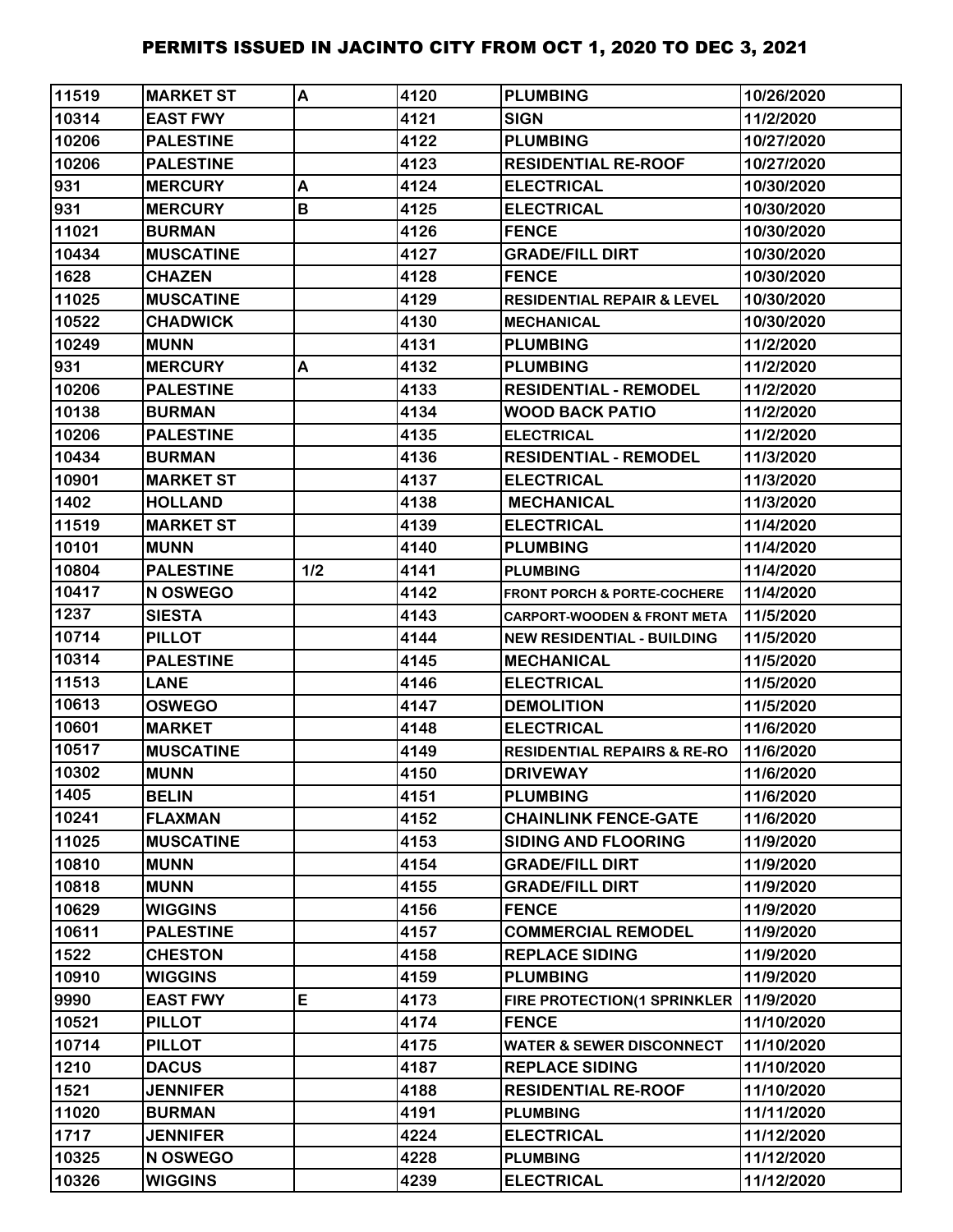# PERMITS ISSUED IN JACINTO CITY FROM OCT 1, 2020 TO DEC 3, 2021

| | | | | | |
|---|---|---|---|---|---|
| 11519 | MARKET ST | A | 4120 | PLUMBING | 10/26/2020 |
| 10314 | EAST FWY | | 4121 | SIGN | 11/2/2020 |
| 10206 | PALESTINE | | 4122 | PLUMBING | 10/27/2020 |
| 10206 | PALESTINE | | 4123 | RESIDENTIAL RE-ROOF | 10/27/2020 |
| 931 | MERCURY | A | 4124 | ELECTRICAL | 10/30/2020 |
| 931 | MERCURY | B | 4125 | ELECTRICAL | 10/30/2020 |
| 11021 | BURMAN | | 4126 | FENCE | 10/30/2020 |
| 10434 | MUSCATINE | | 4127 | GRADE/FILL DIRT | 10/30/2020 |
| 1628 | CHAZEN | | 4128 | FENCE | 10/30/2020 |
| 11025 | MUSCATINE | | 4129 | RESIDENTIAL REPAIR & LEVEL | 10/30/2020 |
| 10522 | CHADWICK | | 4130 | MECHANICAL | 10/30/2020 |
| 10249 | MUNN | | 4131 | PLUMBING | 11/2/2020 |
| 931 | MERCURY | A | 4132 | PLUMBING | 11/2/2020 |
| 10206 | PALESTINE | | 4133 | RESIDENTIAL - REMODEL | 11/2/2020 |
| 10138 | BURMAN | | 4134 | WOOD BACK PATIO | 11/2/2020 |
| 10206 | PALESTINE | | 4135 | ELECTRICAL | 11/2/2020 |
| 10434 | BURMAN | | 4136 | RESIDENTIAL - REMODEL | 11/3/2020 |
| 10901 | MARKET ST | | 4137 | ELECTRICAL | 11/3/2020 |
| 1402 | HOLLAND | | 4138 | MECHANICAL | 11/3/2020 |
| 11519 | MARKET ST | | 4139 | ELECTRICAL | 11/4/2020 |
| 10101 | MUNN | | 4140 | PLUMBING | 11/4/2020 |
| 10804 | PALESTINE | 1/2 | 4141 | PLUMBING | 11/4/2020 |
| 10417 | N OSWEGO | | 4142 | FRONT PORCH & PORTE-COCHERE | 11/4/2020 |
| 1237 | SIESTA | | 4143 | CARPORT-WOODEN & FRONT META | 11/5/2020 |
| 10714 | PILLOT | | 4144 | NEW RESIDENTIAL - BUILDING | 11/5/2020 |
| 10314 | PALESTINE | | 4145 | MECHANICAL | 11/5/2020 |
| 11513 | LANE | | 4146 | ELECTRICAL | 11/5/2020 |
| 10613 | OSWEGO | | 4147 | DEMOLITION | 11/5/2020 |
| 10601 | MARKET | | 4148 | ELECTRICAL | 11/6/2020 |
| 10517 | MUSCATINE | | 4149 | RESIDENTIAL REPAIRS & RE-RO | 11/6/2020 |
| 10302 | MUNN | | 4150 | DRIVEWAY | 11/6/2020 |
| 1405 | BELIN | | 4151 | PLUMBING | 11/6/2020 |
| 10241 | FLAXMAN | | 4152 | CHAINLINK FENCE-GATE | 11/6/2020 |
| 11025 | MUSCATINE | | 4153 | SIDING AND FLOORING | 11/9/2020 |
| 10810 | MUNN | | 4154 | GRADE/FILL DIRT | 11/9/2020 |
| 10818 | MUNN | | 4155 | GRADE/FILL DIRT | 11/9/2020 |
| 10629 | WIGGINS | | 4156 | FENCE | 11/9/2020 |
| 10611 | PALESTINE | | 4157 | COMMERCIAL REMODEL | 11/9/2020 |
| 1522 | CHESTON | | 4158 | REPLACE SIDING | 11/9/2020 |
| 10910 | WIGGINS | | 4159 | PLUMBING | 11/9/2020 |
| 9990 | EAST FWY | E | 4173 | FIRE PROTECTION(1 SPRINKLER | 11/9/2020 |
| 10521 | PILLOT | | 4174 | FENCE | 11/10/2020 |
| 10714 | PILLOT | | 4175 | WATER & SEWER DISCONNECT | 11/10/2020 |
| 1210 | DACUS | | 4187 | REPLACE SIDING | 11/10/2020 |
| 1521 | JENNIFER | | 4188 | RESIDENTIAL RE-ROOF | 11/10/2020 |
| 11020 | BURMAN | | 4191 | PLUMBING | 11/11/2020 |
| 1717 | JENNIFER | | 4224 | ELECTRICAL | 11/12/2020 |
| 10325 | N OSWEGO | | 4228 | PLUMBING | 11/12/2020 |
| 10326 | WIGGINS | | 4239 | ELECTRICAL | 11/12/2020 |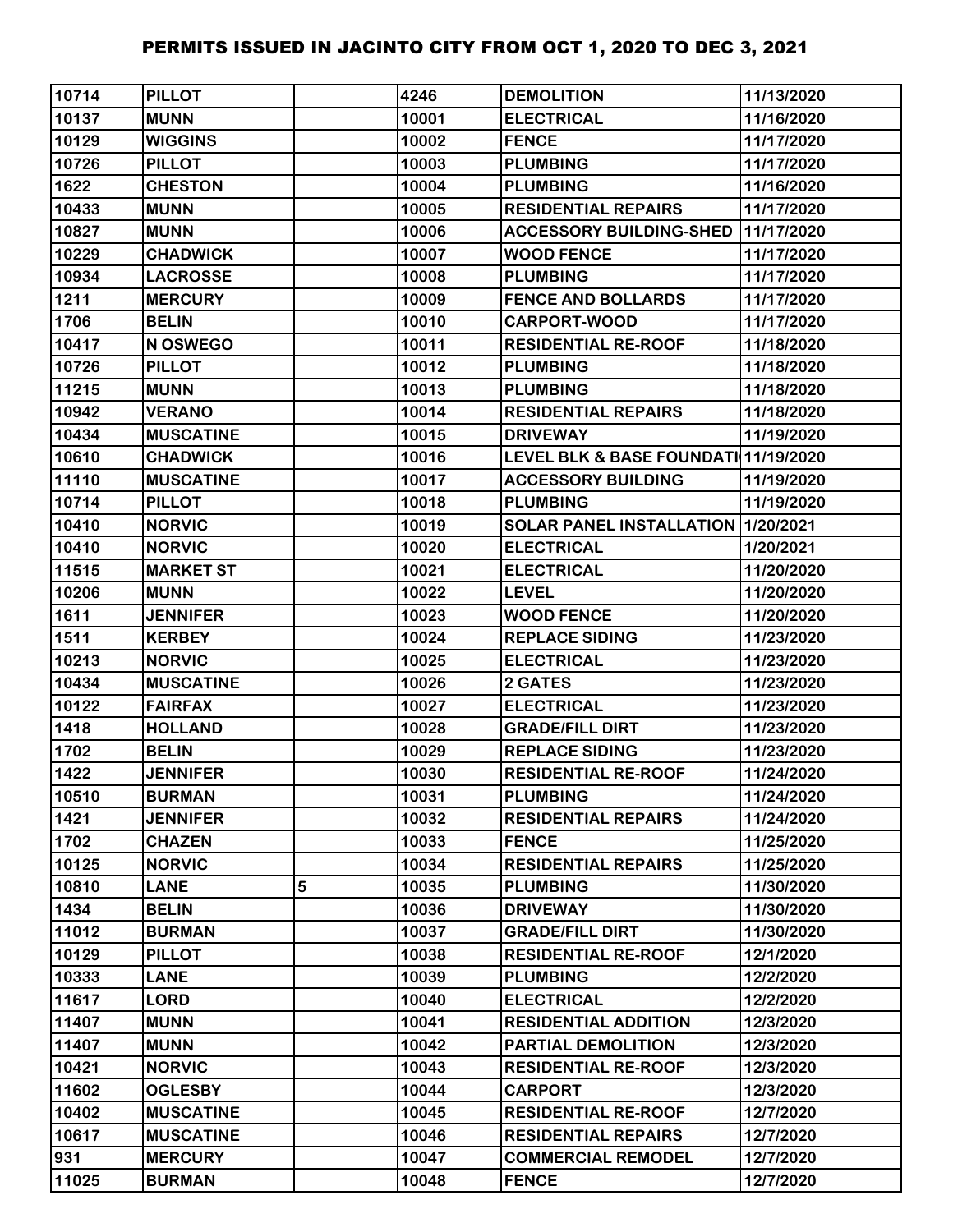# PERMITS ISSUED IN JACINTO CITY FROM OCT 1, 2020 TO DEC 3, 2021

| | | | | | |
|---|---|---|---|---|---|
| 10714 | PILLOT | | 4246 | DEMOLITION | 11/13/2020 |
| 10137 | MUNN | | 10001 | ELECTRICAL | 11/16/2020 |
| 10129 | WIGGINS | | 10002 | FENCE | 11/17/2020 |
| 10726 | PILLOT | | 10003 | PLUMBING | 11/17/2020 |
| 1622 | CHESTON | | 10004 | PLUMBING | 11/16/2020 |
| 10433 | MUNN | | 10005 | RESIDENTIAL REPAIRS | 11/17/2020 |
| 10827 | MUNN | | 10006 | ACCESSORY BUILDING-SHED | 11/17/2020 |
| 10229 | CHADWICK | | 10007 | WOOD FENCE | 11/17/2020 |
| 10934 | LACROSSE | | 10008 | PLUMBING | 11/17/2020 |
| 1211 | MERCURY | | 10009 | FENCE AND BOLLARDS | 11/17/2020 |
| 1706 | BELIN | | 10010 | CARPORT-WOOD | 11/17/2020 |
| 10417 | N OSWEGO | | 10011 | RESIDENTIAL RE-ROOF | 11/18/2020 |
| 10726 | PILLOT | | 10012 | PLUMBING | 11/18/2020 |
| 11215 | MUNN | | 10013 | PLUMBING | 11/18/2020 |
| 10942 | VERANO | | 10014 | RESIDENTIAL REPAIRS | 11/18/2020 |
| 10434 | MUSCATINE | | 10015 | DRIVEWAY | 11/19/2020 |
| 10610 | CHADWICK | | 10016 | LEVEL BLK & BASE FOUNDATI | 11/19/2020 |
| 11110 | MUSCATINE | | 10017 | ACCESSORY BUILDING | 11/19/2020 |
| 10714 | PILLOT | | 10018 | PLUMBING | 11/19/2020 |
| 10410 | NORVIC | | 10019 | SOLAR PANEL INSTALLATION | 1/20/2021 |
| 10410 | NORVIC | | 10020 | ELECTRICAL | 1/20/2021 |
| 11515 | MARKET ST | | 10021 | ELECTRICAL | 11/20/2020 |
| 10206 | MUNN | | 10022 | LEVEL | 11/20/2020 |
| 1611 | JENNIFER | | 10023 | WOOD FENCE | 11/20/2020 |
| 1511 | KERBEY | | 10024 | REPLACE SIDING | 11/23/2020 |
| 10213 | NORVIC | | 10025 | ELECTRICAL | 11/23/2020 |
| 10434 | MUSCATINE | | 10026 | 2 GATES | 11/23/2020 |
| 10122 | FAIRFAX | | 10027 | ELECTRICAL | 11/23/2020 |
| 1418 | HOLLAND | | 10028 | GRADE/FILL DIRT | 11/23/2020 |
| 1702 | BELIN | | 10029 | REPLACE SIDING | 11/23/2020 |
| 1422 | JENNIFER | | 10030 | RESIDENTIAL RE-ROOF | 11/24/2020 |
| 10510 | BURMAN | | 10031 | PLUMBING | 11/24/2020 |
| 1421 | JENNIFER | | 10032 | RESIDENTIAL REPAIRS | 11/24/2020 |
| 1702 | CHAZEN | | 10033 | FENCE | 11/25/2020 |
| 10125 | NORVIC | | 10034 | RESIDENTIAL REPAIRS | 11/25/2020 |
| 10810 | LANE | 5 | 10035 | PLUMBING | 11/30/2020 |
| 1434 | BELIN | | 10036 | DRIVEWAY | 11/30/2020 |
| 11012 | BURMAN | | 10037 | GRADE/FILL DIRT | 11/30/2020 |
| 10129 | PILLOT | | 10038 | RESIDENTIAL RE-ROOF | 12/1/2020 |
| 10333 | LANE | | 10039 | PLUMBING | 12/2/2020 |
| 11617 | LORD | | 10040 | ELECTRICAL | 12/2/2020 |
| 11407 | MUNN | | 10041 | RESIDENTIAL ADDITION | 12/3/2020 |
| 11407 | MUNN | | 10042 | PARTIAL DEMOLITION | 12/3/2020 |
| 10421 | NORVIC | | 10043 | RESIDENTIAL RE-ROOF | 12/3/2020 |
| 11602 | OGLESBY | | 10044 | CARPORT | 12/3/2020 |
| 10402 | MUSCATINE | | 10045 | RESIDENTIAL RE-ROOF | 12/7/2020 |
| 10617 | MUSCATINE | | 10046 | RESIDENTIAL REPAIRS | 12/7/2020 |
| 931 | MERCURY | | 10047 | COMMERCIAL REMODEL | 12/7/2020 |
| 11025 | BURMAN | | 10048 | FENCE | 12/7/2020 |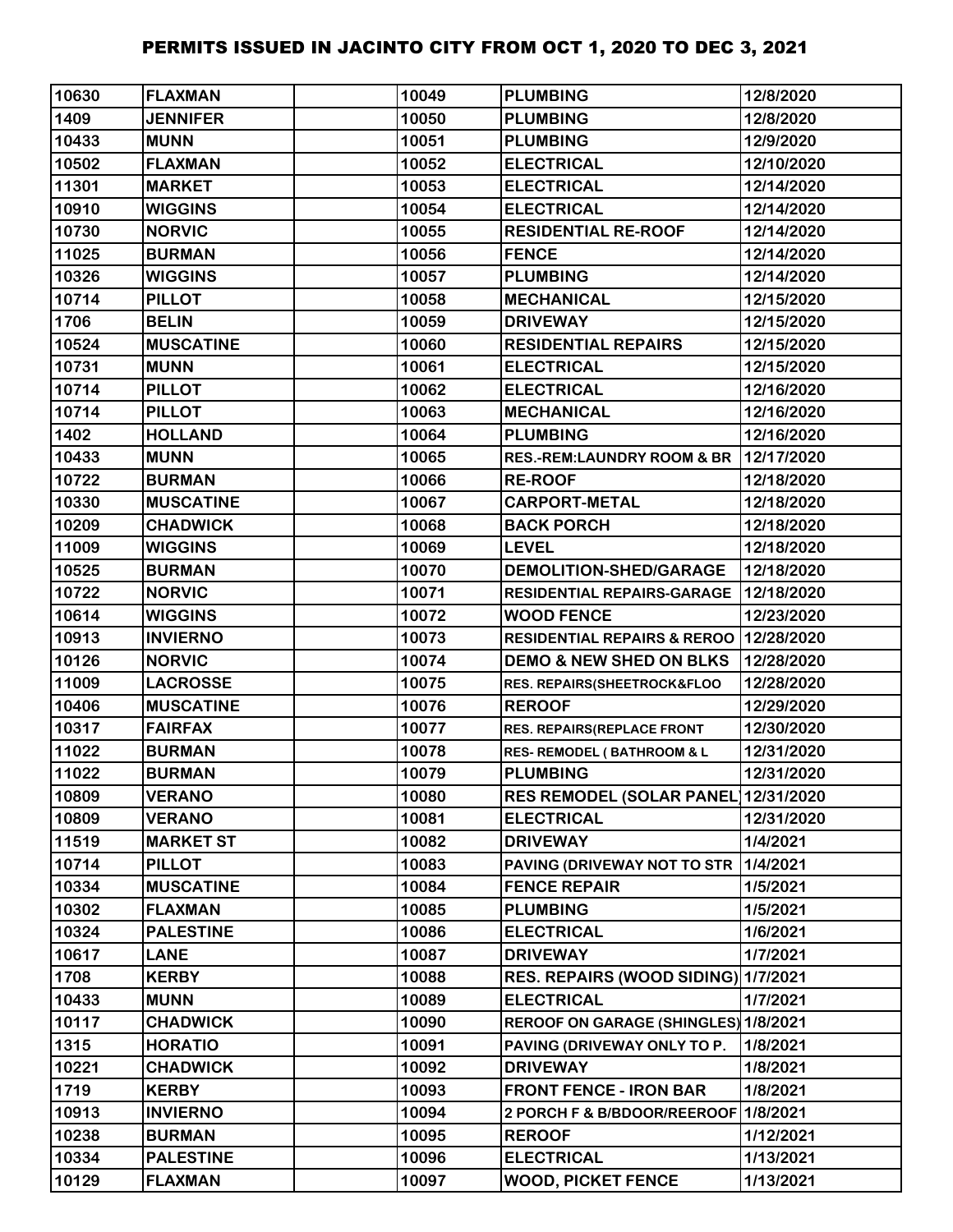# PERMITS ISSUED IN JACINTO CITY FROM OCT 1, 2020 TO DEC 3, 2021

| | | | | | |
|---|---|---|---|---|---|
| 10630 | FLAXMAN | | 10049 | PLUMBING | 12/8/2020 |
| 1409 | JENNIFER | | 10050 | PLUMBING | 12/8/2020 |
| 10433 | MUNN | | 10051 | PLUMBING | 12/9/2020 |
| 10502 | FLAXMAN | | 10052 | ELECTRICAL | 12/10/2020 |
| 11301 | MARKET | | 10053 | ELECTRICAL | 12/14/2020 |
| 10910 | WIGGINS | | 10054 | ELECTRICAL | 12/14/2020 |
| 10730 | NORVIC | | 10055 | RESIDENTIAL RE-ROOF | 12/14/2020 |
| 11025 | BURMAN | | 10056 | FENCE | 12/14/2020 |
| 10326 | WIGGINS | | 10057 | PLUMBING | 12/14/2020 |
| 10714 | PILLOT | | 10058 | MECHANICAL | 12/15/2020 |
| 1706 | BELIN | | 10059 | DRIVEWAY | 12/15/2020 |
| 10524 | MUSCATINE | | 10060 | RESIDENTIAL REPAIRS | 12/15/2020 |
| 10731 | MUNN | | 10061 | ELECTRICAL | 12/15/2020 |
| 10714 | PILLOT | | 10062 | ELECTRICAL | 12/16/2020 |
| 10714 | PILLOT | | 10063 | MECHANICAL | 12/16/2020 |
| 1402 | HOLLAND | | 10064 | PLUMBING | 12/16/2020 |
| 10433 | MUNN | | 10065 | RES.-REM:LAUNDRY ROOM & BR | 12/17/2020 |
| 10722 | BURMAN | | 10066 | RE-ROOF | 12/18/2020 |
| 10330 | MUSCATINE | | 10067 | CARPORT-METAL | 12/18/2020 |
| 10209 | CHADWICK | | 10068 | BACK PORCH | 12/18/2020 |
| 11009 | WIGGINS | | 10069 | LEVEL | 12/18/2020 |
| 10525 | BURMAN | | 10070 | DEMOLITION-SHED/GARAGE | 12/18/2020 |
| 10722 | NORVIC | | 10071 | RESIDENTIAL REPAIRS-GARAGE | 12/18/2020 |
| 10614 | WIGGINS | | 10072 | WOOD FENCE | 12/23/2020 |
| 10913 | INVIERNO | | 10073 | RESIDENTIAL REPAIRS & REROO | 12/28/2020 |
| 10126 | NORVIC | | 10074 | DEMO & NEW SHED ON BLKS | 12/28/2020 |
| 11009 | LACROSSE | | 10075 | RES. REPAIRS(SHEETROCK&FLOO | 12/28/2020 |
| 10406 | MUSCATINE | | 10076 | REROOF | 12/29/2020 |
| 10317 | FAIRFAX | | 10077 | RES. REPAIRS(REPLACE FRONT | 12/30/2020 |
| 11022 | BURMAN | | 10078 | RES- REMODEL ( BATHROOM & L | 12/31/2020 |
| 11022 | BURMAN | | 10079 | PLUMBING | 12/31/2020 |
| 10809 | VERANO | | 10080 | RES REMODEL (SOLAR PANEL) | 12/31/2020 |
| 10809 | VERANO | | 10081 | ELECTRICAL | 12/31/2020 |
| 11519 | MARKET ST | | 10082 | DRIVEWAY | 1/4/2021 |
| 10714 | PILLOT | | 10083 | PAVING (DRIVEWAY NOT TO STR | 1/4/2021 |
| 10334 | MUSCATINE | | 10084 | FENCE REPAIR | 1/5/2021 |
| 10302 | FLAXMAN | | 10085 | PLUMBING | 1/5/2021 |
| 10324 | PALESTINE | | 10086 | ELECTRICAL | 1/6/2021 |
| 10617 | LANE | | 10087 | DRIVEWAY | 1/7/2021 |
| 1708 | KERBY | | 10088 | RES. REPAIRS (WOOD SIDING) | 1/7/2021 |
| 10433 | MUNN | | 10089 | ELECTRICAL | 1/7/2021 |
| 10117 | CHADWICK | | 10090 | REROOF ON GARAGE (SHINGLES) | 1/8/2021 |
| 1315 | HORATIO | | 10091 | PAVING (DRIVEWAY ONLY TO P. | 1/8/2021 |
| 10221 | CHADWICK | | 10092 | DRIVEWAY | 1/8/2021 |
| 1719 | KERBY | | 10093 | FRONT FENCE - IRON BAR | 1/8/2021 |
| 10913 | INVIERNO | | 10094 | 2 PORCH F & B/BDOOR/REEROOF | 1/8/2021 |
| 10238 | BURMAN | | 10095 | REROOF | 1/12/2021 |
| 10334 | PALESTINE | | 10096 | ELECTRICAL | 1/13/2021 |
| 10129 | FLAXMAN | | 10097 | WOOD, PICKET FENCE | 1/13/2021 |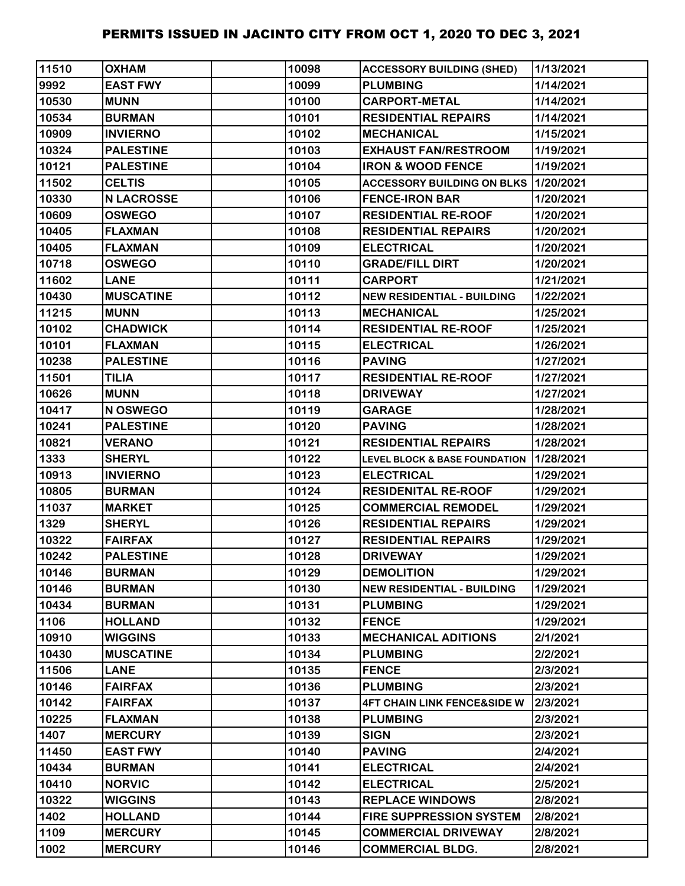# PERMITS ISSUED IN JACINTO CITY FROM OCT 1, 2020 TO DEC 3, 2021

| | | | | | |
|---|---|---|---|---|---|
| 11510 | OXHAM | | 10098 | ACCESSORY BUILDING (SHED) | 1/13/2021 |
| 9992 | EAST FWY | | 10099 | PLUMBING | 1/14/2021 |
| 10530 | MUNN | | 10100 | CARPORT-METAL | 1/14/2021 |
| 10534 | BURMAN | | 10101 | RESIDENTIAL REPAIRS | 1/14/2021 |
| 10909 | INVIERNO | | 10102 | MECHANICAL | 1/15/2021 |
| 10324 | PALESTINE | | 10103 | EXHAUST FAN/RESTROOM | 1/19/2021 |
| 10121 | PALESTINE | | 10104 | IRON & WOOD FENCE | 1/19/2021 |
| 11502 | CELTIS | | 10105 | ACCESSORY BUILDING ON BLKS | 1/20/2021 |
| 10330 | N LACROSSE | | 10106 | FENCE-IRON BAR | 1/20/2021 |
| 10609 | OSWEGO | | 10107 | RESIDENTIAL RE-ROOF | 1/20/2021 |
| 10405 | FLAXMAN | | 10108 | RESIDENTIAL REPAIRS | 1/20/2021 |
| 10405 | FLAXMAN | | 10109 | ELECTRICAL | 1/20/2021 |
| 10718 | OSWEGO | | 10110 | GRADE/FILL DIRT | 1/20/2021 |
| 11602 | LANE | | 10111 | CARPORT | 1/21/2021 |
| 10430 | MUSCATINE | | 10112 | NEW RESIDENTIAL - BUILDING | 1/22/2021 |
| 11215 | MUNN | | 10113 | MECHANICAL | 1/25/2021 |
| 10102 | CHADWICK | | 10114 | RESIDENTIAL RE-ROOF | 1/25/2021 |
| 10101 | FLAXMAN | | 10115 | ELECTRICAL | 1/26/2021 |
| 10238 | PALESTINE | | 10116 | PAVING | 1/27/2021 |
| 11501 | TILIA | | 10117 | RESIDENTIAL RE-ROOF | 1/27/2021 |
| 10626 | MUNN | | 10118 | DRIVEWAY | 1/27/2021 |
| 10417 | N OSWEGO | | 10119 | GARAGE | 1/28/2021 |
| 10241 | PALESTINE | | 10120 | PAVING | 1/28/2021 |
| 10821 | VERANO | | 10121 | RESIDENTIAL REPAIRS | 1/28/2021 |
| 1333 | SHERYL | | 10122 | LEVEL BLOCK & BASE FOUNDATION | 1/28/2021 |
| 10913 | INVIERNO | | 10123 | ELECTRICAL | 1/29/2021 |
| 10805 | BURMAN | | 10124 | RESIDENITAL RE-ROOF | 1/29/2021 |
| 11037 | MARKET | | 10125 | COMMERCIAL REMODEL | 1/29/2021 |
| 1329 | SHERYL | | 10126 | RESIDENTIAL REPAIRS | 1/29/2021 |
| 10322 | FAIRFAX | | 10127 | RESIDENTIAL REPAIRS | 1/29/2021 |
| 10242 | PALESTINE | | 10128 | DRIVEWAY | 1/29/2021 |
| 10146 | BURMAN | | 10129 | DEMOLITION | 1/29/2021 |
| 10146 | BURMAN | | 10130 | NEW RESIDENTIAL - BUILDING | 1/29/2021 |
| 10434 | BURMAN | | 10131 | PLUMBING | 1/29/2021 |
| 1106 | HOLLAND | | 10132 | FENCE | 1/29/2021 |
| 10910 | WIGGINS | | 10133 | MECHANICAL ADITIONS | 2/1/2021 |
| 10430 | MUSCATINE | | 10134 | PLUMBING | 2/2/2021 |
| 11506 | LANE | | 10135 | FENCE | 2/3/2021 |
| 10146 | FAIRFAX | | 10136 | PLUMBING | 2/3/2021 |
| 10142 | FAIRFAX | | 10137 | 4FT CHAIN LINK FENCE&SIDE W | 2/3/2021 |
| 10225 | FLAXMAN | | 10138 | PLUMBING | 2/3/2021 |
| 1407 | MERCURY | | 10139 | SIGN | 2/3/2021 |
| 11450 | EAST FWY | | 10140 | PAVING | 2/4/2021 |
| 10434 | BURMAN | | 10141 | ELECTRICAL | 2/4/2021 |
| 10410 | NORVIC | | 10142 | ELECTRICAL | 2/5/2021 |
| 10322 | WIGGINS | | 10143 | REPLACE WINDOWS | 2/8/2021 |
| 1402 | HOLLAND | | 10144 | FIRE SUPPRESSION SYSTEM | 2/8/2021 |
| 1109 | MERCURY | | 10145 | COMMERCIAL DRIVEWAY | 2/8/2021 |
| 1002 | MERCURY | | 10146 | COMMERCIAL BLDG. | 2/8/2021 |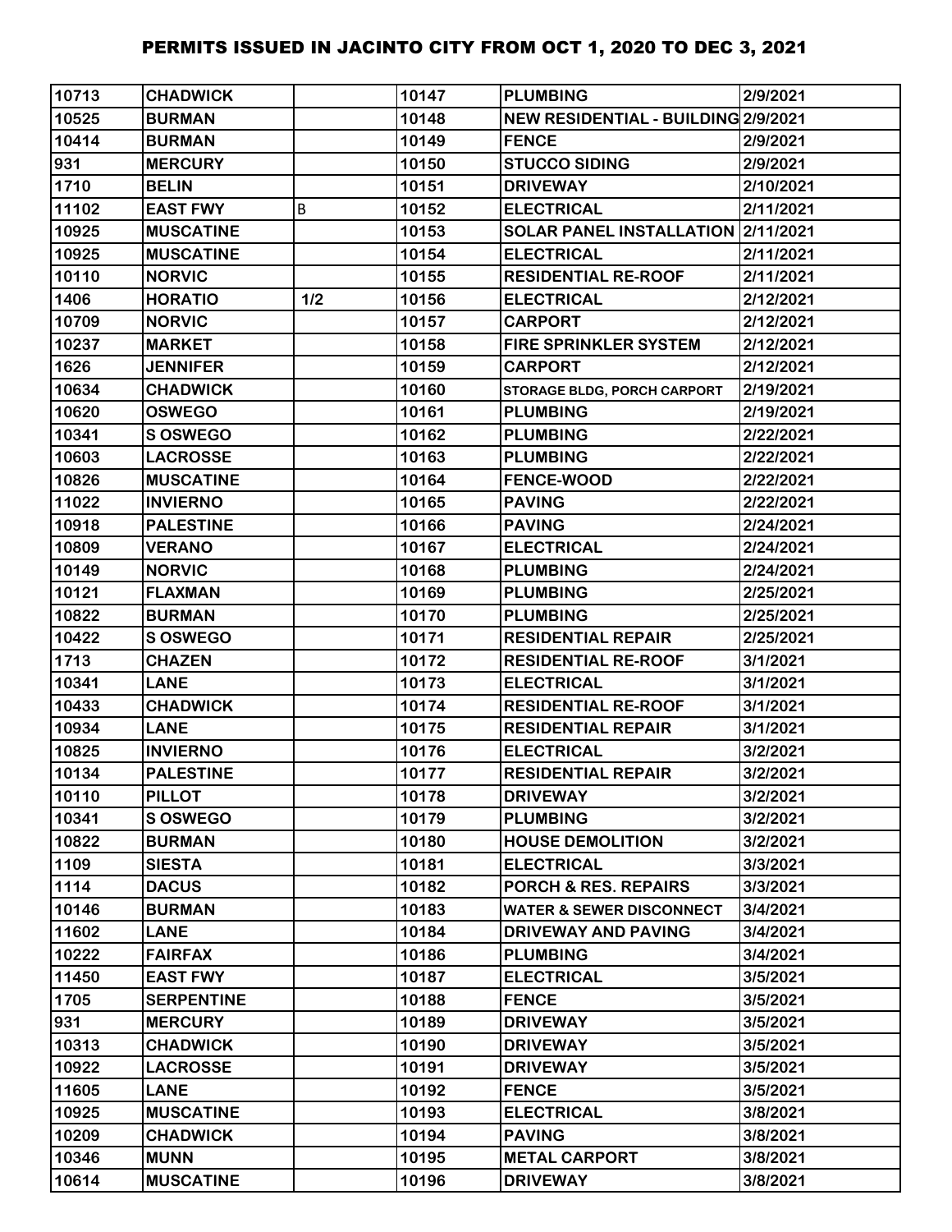# PERMITS ISSUED IN JACINTO CITY FROM OCT 1, 2020 TO DEC 3, 2021

| | | | | | |
|---|---|---|---|---|---|
| 10713 | CHADWICK | | 10147 | PLUMBING | 2/9/2021 |
| 10525 | BURMAN | | 10148 | NEW RESIDENTIAL - BUILDING | 2/9/2021 |
| 10414 | BURMAN | | 10149 | FENCE | 2/9/2021 |
| 931 | MERCURY | | 10150 | STUCCO SIDING | 2/9/2021 |
| 1710 | BELIN | | 10151 | DRIVEWAY | 2/10/2021 |
| 11102 | EAST FWY | B | 10152 | ELECTRICAL | 2/11/2021 |
| 10925 | MUSCATINE | | 10153 | SOLAR PANEL INSTALLATION | 2/11/2021 |
| 10925 | MUSCATINE | | 10154 | ELECTRICAL | 2/11/2021 |
| 10110 | NORVIC | | 10155 | RESIDENTIAL RE-ROOF | 2/11/2021 |
| 1406 | HORATIO | 1/2 | 10156 | ELECTRICAL | 2/12/2021 |
| 10709 | NORVIC | | 10157 | CARPORT | 2/12/2021 |
| 10237 | MARKET | | 10158 | FIRE SPRINKLER SYSTEM | 2/12/2021 |
| 1626 | JENNIFER | | 10159 | CARPORT | 2/12/2021 |
| 10634 | CHADWICK | | 10160 | STORAGE BLDG, PORCH CARPORT | 2/19/2021 |
| 10620 | OSWEGO | | 10161 | PLUMBING | 2/19/2021 |
| 10341 | S OSWEGO | | 10162 | PLUMBING | 2/22/2021 |
| 10603 | LACROSSE | | 10163 | PLUMBING | 2/22/2021 |
| 10826 | MUSCATINE | | 10164 | FENCE-WOOD | 2/22/2021 |
| 11022 | INVIERNO | | 10165 | PAVING | 2/22/2021 |
| 10918 | PALESTINE | | 10166 | PAVING | 2/24/2021 |
| 10809 | VERANO | | 10167 | ELECTRICAL | 2/24/2021 |
| 10149 | NORVIC | | 10168 | PLUMBING | 2/24/2021 |
| 10121 | FLAXMAN | | 10169 | PLUMBING | 2/25/2021 |
| 10822 | BURMAN | | 10170 | PLUMBING | 2/25/2021 |
| 10422 | S OSWEGO | | 10171 | RESIDENTIAL REPAIR | 2/25/2021 |
| 1713 | CHAZEN | | 10172 | RESIDENTIAL RE-ROOF | 3/1/2021 |
| 10341 | LANE | | 10173 | ELECTRICAL | 3/1/2021 |
| 10433 | CHADWICK | | 10174 | RESIDENTIAL RE-ROOF | 3/1/2021 |
| 10934 | LANE | | 10175 | RESIDENTIAL REPAIR | 3/1/2021 |
| 10825 | INVIERNO | | 10176 | ELECTRICAL | 3/2/2021 |
| 10134 | PALESTINE | | 10177 | RESIDENTIAL REPAIR | 3/2/2021 |
| 10110 | PILLOT | | 10178 | DRIVEWAY | 3/2/2021 |
| 10341 | S OSWEGO | | 10179 | PLUMBING | 3/2/2021 |
| 10822 | BURMAN | | 10180 | HOUSE DEMOLITION | 3/2/2021 |
| 1109 | SIESTA | | 10181 | ELECTRICAL | 3/3/2021 |
| 1114 | DACUS | | 10182 | PORCH & RES. REPAIRS | 3/3/2021 |
| 10146 | BURMAN | | 10183 | WATER & SEWER DISCONNECT | 3/4/2021 |
| 11602 | LANE | | 10184 | DRIVEWAY AND PAVING | 3/4/2021 |
| 10222 | FAIRFAX | | 10186 | PLUMBING | 3/4/2021 |
| 11450 | EAST FWY | | 10187 | ELECTRICAL | 3/5/2021 |
| 1705 | SERPENTINE | | 10188 | FENCE | 3/5/2021 |
| 931 | MERCURY | | 10189 | DRIVEWAY | 3/5/2021 |
| 10313 | CHADWICK | | 10190 | DRIVEWAY | 3/5/2021 |
| 10922 | LACROSSE | | 10191 | DRIVEWAY | 3/5/2021 |
| 11605 | LANE | | 10192 | FENCE | 3/5/2021 |
| 10925 | MUSCATINE | | 10193 | ELECTRICAL | 3/8/2021 |
| 10209 | CHADWICK | | 10194 | PAVING | 3/8/2021 |
| 10346 | MUNN | | 10195 | METAL CARPORT | 3/8/2021 |
| 10614 | MUSCATINE | | 10196 | DRIVEWAY | 3/8/2021 |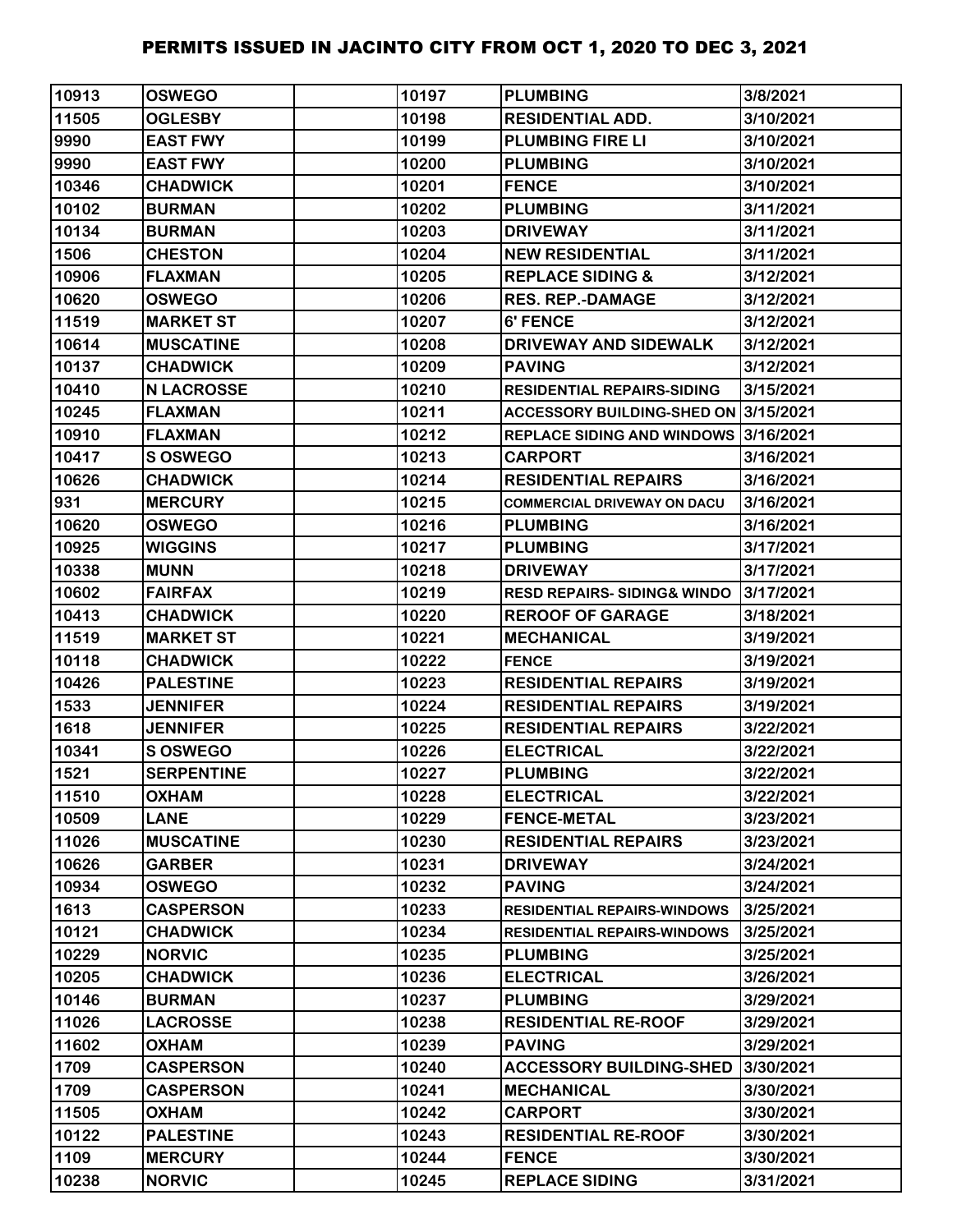# PERMITS ISSUED IN JACINTO CITY FROM OCT 1, 2020 TO DEC 3, 2021

| | | | | | |
|---|---|---|---|---|---|
| 10913 | OSWEGO | | 10197 | PLUMBING | 3/8/2021 |
| 11505 | OGLESBY | | 10198 | RESIDENTIAL ADD. | 3/10/2021 |
| 9990 | EAST FWY | | 10199 | PLUMBING FIRE LI | 3/10/2021 |
| 9990 | EAST FWY | | 10200 | PLUMBING | 3/10/2021 |
| 10346 | CHADWICK | | 10201 | FENCE | 3/10/2021 |
| 10102 | BURMAN | | 10202 | PLUMBING | 3/11/2021 |
| 10134 | BURMAN | | 10203 | DRIVEWAY | 3/11/2021 |
| 1506 | CHESTON | | 10204 | NEW RESIDENTIAL | 3/11/2021 |
| 10906 | FLAXMAN | | 10205 | REPLACE SIDING & | 3/12/2021 |
| 10620 | OSWEGO | | 10206 | RES. REP.-DAMAGE | 3/12/2021 |
| 11519 | MARKET ST | | 10207 | 6' FENCE | 3/12/2021 |
| 10614 | MUSCATINE | | 10208 | DRIVEWAY AND SIDEWALK | 3/12/2021 |
| 10137 | CHADWICK | | 10209 | PAVING | 3/12/2021 |
| 10410 | N LACROSSE | | 10210 | RESIDENTIAL REPAIRS-SIDING | 3/15/2021 |
| 10245 | FLAXMAN | | 10211 | ACCESSORY BUILDING-SHED ON | 3/15/2021 |
| 10910 | FLAXMAN | | 10212 | REPLACE SIDING AND WINDOWS | 3/16/2021 |
| 10417 | S OSWEGO | | 10213 | CARPORT | 3/16/2021 |
| 10626 | CHADWICK | | 10214 | RESIDENTIAL REPAIRS | 3/16/2021 |
| 931 | MERCURY | | 10215 | COMMERCIAL DRIVEWAY ON DACU | 3/16/2021 |
| 10620 | OSWEGO | | 10216 | PLUMBING | 3/16/2021 |
| 10925 | WIGGINS | | 10217 | PLUMBING | 3/17/2021 |
| 10338 | MUNN | | 10218 | DRIVEWAY | 3/17/2021 |
| 10602 | FAIRFAX | | 10219 | RESD REPAIRS- SIDING& WINDO | 3/17/2021 |
| 10413 | CHADWICK | | 10220 | REROOF OF GARAGE | 3/18/2021 |
| 11519 | MARKET ST | | 10221 | MECHANICAL | 3/19/2021 |
| 10118 | CHADWICK | | 10222 | FENCE | 3/19/2021 |
| 10426 | PALESTINE | | 10223 | RESIDENTIAL REPAIRS | 3/19/2021 |
| 1533 | JENNIFER | | 10224 | RESIDENTIAL REPAIRS | 3/19/2021 |
| 1618 | JENNIFER | | 10225 | RESIDENTIAL REPAIRS | 3/22/2021 |
| 10341 | S OSWEGO | | 10226 | ELECTRICAL | 3/22/2021 |
| 1521 | SERPENTINE | | 10227 | PLUMBING | 3/22/2021 |
| 11510 | OXHAM | | 10228 | ELECTRICAL | 3/22/2021 |
| 10509 | LANE | | 10229 | FENCE-METAL | 3/23/2021 |
| 11026 | MUSCATINE | | 10230 | RESIDENTIAL REPAIRS | 3/23/2021 |
| 10626 | GARBER | | 10231 | DRIVEWAY | 3/24/2021 |
| 10934 | OSWEGO | | 10232 | PAVING | 3/24/2021 |
| 1613 | CASPERSON | | 10233 | RESIDENTIAL REPAIRS-WINDOWS | 3/25/2021 |
| 10121 | CHADWICK | | 10234 | RESIDENTIAL REPAIRS-WINDOWS | 3/25/2021 |
| 10229 | NORVIC | | 10235 | PLUMBING | 3/25/2021 |
| 10205 | CHADWICK | | 10236 | ELECTRICAL | 3/26/2021 |
| 10146 | BURMAN | | 10237 | PLUMBING | 3/29/2021 |
| 11026 | LACROSSE | | 10238 | RESIDENTIAL RE-ROOF | 3/29/2021 |
| 11602 | OXHAM | | 10239 | PAVING | 3/29/2021 |
| 1709 | CASPERSON | | 10240 | ACCESSORY BUILDING-SHED | 3/30/2021 |
| 1709 | CASPERSON | | 10241 | MECHANICAL | 3/30/2021 |
| 11505 | OXHAM | | 10242 | CARPORT | 3/30/2021 |
| 10122 | PALESTINE | | 10243 | RESIDENTIAL RE-ROOF | 3/30/2021 |
| 1109 | MERCURY | | 10244 | FENCE | 3/30/2021 |
| 10238 | NORVIC | | 10245 | REPLACE SIDING | 3/31/2021 |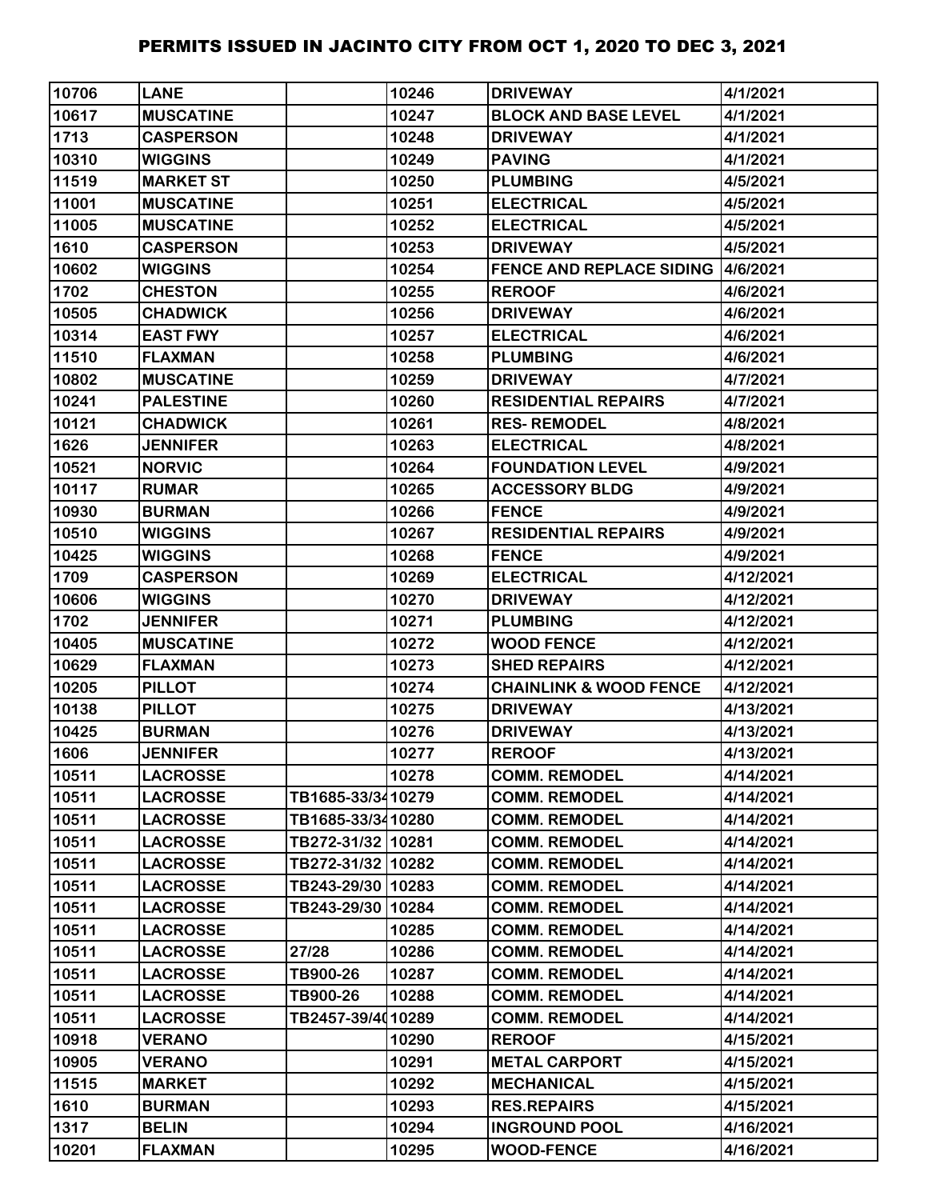# PERMITS ISSUED IN JACINTO CITY FROM OCT 1, 2020 TO DEC 3, 2021

| | | | | | |
|---|---|---|---|---|---|
| 10706 | LANE | | 10246 | DRIVEWAY | 4/1/2021 |
| 10617 | MUSCATINE | | 10247 | BLOCK AND BASE LEVEL | 4/1/2021 |
| 1713 | CASPERSON | | 10248 | DRIVEWAY | 4/1/2021 |
| 10310 | WIGGINS | | 10249 | PAVING | 4/1/2021 |
| 11519 | MARKET ST | | 10250 | PLUMBING | 4/5/2021 |
| 11001 | MUSCATINE | | 10251 | ELECTRICAL | 4/5/2021 |
| 11005 | MUSCATINE | | 10252 | ELECTRICAL | 4/5/2021 |
| 1610 | CASPERSON | | 10253 | DRIVEWAY | 4/5/2021 |
| 10602 | WIGGINS | | 10254 | FENCE AND REPLACE SIDING | 4/6/2021 |
| 1702 | CHESTON | | 10255 | REROOF | 4/6/2021 |
| 10505 | CHADWICK | | 10256 | DRIVEWAY | 4/6/2021 |
| 10314 | EAST FWY | | 10257 | ELECTRICAL | 4/6/2021 |
| 11510 | FLAXMAN | | 10258 | PLUMBING | 4/6/2021 |
| 10802 | MUSCATINE | | 10259 | DRIVEWAY | 4/7/2021 |
| 10241 | PALESTINE | | 10260 | RESIDENTIAL REPAIRS | 4/7/2021 |
| 10121 | CHADWICK | | 10261 | RES- REMODEL | 4/8/2021 |
| 1626 | JENNIFER | | 10263 | ELECTRICAL | 4/8/2021 |
| 10521 | NORVIC | | 10264 | FOUNDATION LEVEL | 4/9/2021 |
| 10117 | RUMAR | | 10265 | ACCESSORY BLDG | 4/9/2021 |
| 10930 | BURMAN | | 10266 | FENCE | 4/9/2021 |
| 10510 | WIGGINS | | 10267 | RESIDENTIAL REPAIRS | 4/9/2021 |
| 10425 | WIGGINS | | 10268 | FENCE | 4/9/2021 |
| 1709 | CASPERSON | | 10269 | ELECTRICAL | 4/12/2021 |
| 10606 | WIGGINS | | 10270 | DRIVEWAY | 4/12/2021 |
| 1702 | JENNIFER | | 10271 | PLUMBING | 4/12/2021 |
| 10405 | MUSCATINE | | 10272 | WOOD FENCE | 4/12/2021 |
| 10629 | FLAXMAN | | 10273 | SHED REPAIRS | 4/12/2021 |
| 10205 | PILLOT | | 10274 | CHAINLINK & WOOD FENCE | 4/12/2021 |
| 10138 | PILLOT | | 10275 | DRIVEWAY | 4/13/2021 |
| 10425 | BURMAN | | 10276 | DRIVEWAY | 4/13/2021 |
| 1606 | JENNIFER | | 10277 | REROOF | 4/13/2021 |
| 10511 | LACROSSE | | 10278 | COMM. REMODEL | 4/14/2021 |
| 10511 | LACROSSE | TB1685-33/34 | 10279 | COMM. REMODEL | 4/14/2021 |
| 10511 | LACROSSE | TB1685-33/34 | 10280 | COMM. REMODEL | 4/14/2021 |
| 10511 | LACROSSE | TB272-31/32 | 10281 | COMM. REMODEL | 4/14/2021 |
| 10511 | LACROSSE | TB272-31/32 | 10282 | COMM. REMODEL | 4/14/2021 |
| 10511 | LACROSSE | TB243-29/30 | 10283 | COMM. REMODEL | 4/14/2021 |
| 10511 | LACROSSE | TB243-29/30 | 10284 | COMM. REMODEL | 4/14/2021 |
| 10511 | LACROSSE | | 10285 | COMM. REMODEL | 4/14/2021 |
| 10511 | LACROSSE | 27/28 | 10286 | COMM. REMODEL | 4/14/2021 |
| 10511 | LACROSSE | TB900-26 | 10287 | COMM. REMODEL | 4/14/2021 |
| 10511 | LACROSSE | TB900-26 | 10288 | COMM. REMODEL | 4/14/2021 |
| 10511 | LACROSSE | TB2457-39/40 | 10289 | COMM. REMODEL | 4/14/2021 |
| 10918 | VERANO | | 10290 | REROOF | 4/15/2021 |
| 10905 | VERANO | | 10291 | METAL CARPORT | 4/15/2021 |
| 11515 | MARKET | | 10292 | MECHANICAL | 4/15/2021 |
| 1610 | BURMAN | | 10293 | RES.REPAIRS | 4/15/2021 |
| 1317 | BELIN | | 10294 | INGROUND POOL | 4/16/2021 |
| 10201 | FLAXMAN | | 10295 | WOOD-FENCE | 4/16/2021 |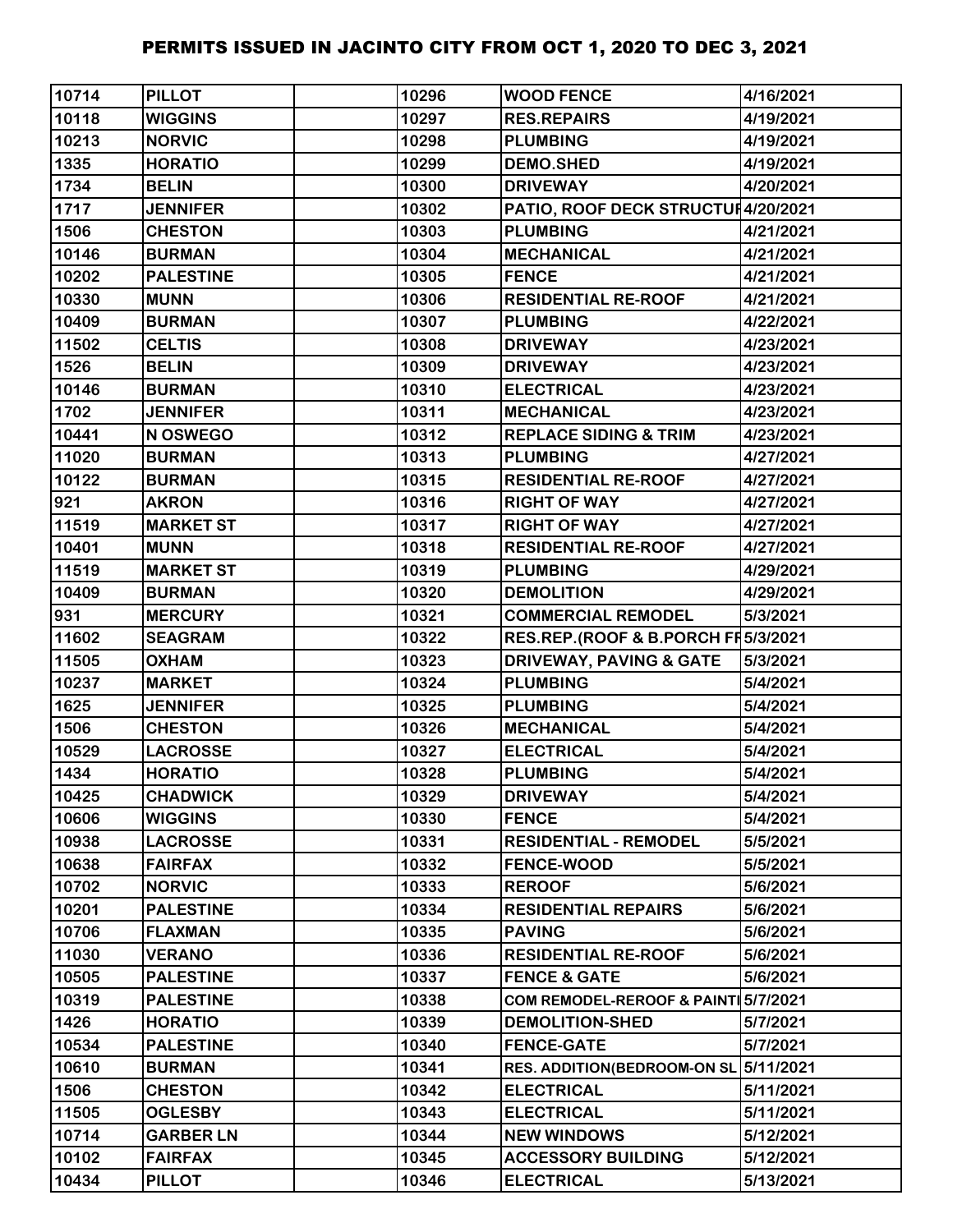# PERMITS ISSUED IN JACINTO CITY FROM OCT 1, 2020 TO DEC 3, 2021

| | | | | | |
|---|---|---|---|---|---|
| 10714 | PILLOT | | 10296 | WOOD FENCE | 4/16/2021 |
| 10118 | WIGGINS | | 10297 | RES.REPAIRS | 4/19/2021 |
| 10213 | NORVIC | | 10298 | PLUMBING | 4/19/2021 |
| 1335 | HORATIO | | 10299 | DEMO.SHED | 4/19/2021 |
| 1734 | BELIN | | 10300 | DRIVEWAY | 4/20/2021 |
| 1717 | JENNIFER | | 10302 | PATIO, ROOF DECK STRUCTUF | 4/20/2021 |
| 1506 | CHESTON | | 10303 | PLUMBING | 4/21/2021 |
| 10146 | BURMAN | | 10304 | MECHANICAL | 4/21/2021 |
| 10202 | PALESTINE | | 10305 | FENCE | 4/21/2021 |
| 10330 | MUNN | | 10306 | RESIDENTIAL RE-ROOF | 4/21/2021 |
| 10409 | BURMAN | | 10307 | PLUMBING | 4/22/2021 |
| 11502 | CELTIS | | 10308 | DRIVEWAY | 4/23/2021 |
| 1526 | BELIN | | 10309 | DRIVEWAY | 4/23/2021 |
| 10146 | BURMAN | | 10310 | ELECTRICAL | 4/23/2021 |
| 1702 | JENNIFER | | 10311 | MECHANICAL | 4/23/2021 |
| 10441 | N OSWEGO | | 10312 | REPLACE SIDING & TRIM | 4/23/2021 |
| 11020 | BURMAN | | 10313 | PLUMBING | 4/27/2021 |
| 10122 | BURMAN | | 10315 | RESIDENTIAL RE-ROOF | 4/27/2021 |
| 921 | AKRON | | 10316 | RIGHT OF WAY | 4/27/2021 |
| 11519 | MARKET ST | | 10317 | RIGHT OF WAY | 4/27/2021 |
| 10401 | MUNN | | 10318 | RESIDENTIAL RE-ROOF | 4/27/2021 |
| 11519 | MARKET ST | | 10319 | PLUMBING | 4/29/2021 |
| 10409 | BURMAN | | 10320 | DEMOLITION | 4/29/2021 |
| 931 | MERCURY | | 10321 | COMMERCIAL REMODEL | 5/3/2021 |
| 11602 | SEAGRAM | | 10322 | RES.REP.(ROOF & B.PORCH FF | 5/3/2021 |
| 11505 | OXHAM | | 10323 | DRIVEWAY, PAVING & GATE | 5/3/2021 |
| 10237 | MARKET | | 10324 | PLUMBING | 5/4/2021 |
| 1625 | JENNIFER | | 10325 | PLUMBING | 5/4/2021 |
| 1506 | CHESTON | | 10326 | MECHANICAL | 5/4/2021 |
| 10529 | LACROSSE | | 10327 | ELECTRICAL | 5/4/2021 |
| 1434 | HORATIO | | 10328 | PLUMBING | 5/4/2021 |
| 10425 | CHADWICK | | 10329 | DRIVEWAY | 5/4/2021 |
| 10606 | WIGGINS | | 10330 | FENCE | 5/4/2021 |
| 10938 | LACROSSE | | 10331 | RESIDENTIAL - REMODEL | 5/5/2021 |
| 10638 | FAIRFAX | | 10332 | FENCE-WOOD | 5/5/2021 |
| 10702 | NORVIC | | 10333 | REROOF | 5/6/2021 |
| 10201 | PALESTINE | | 10334 | RESIDENTIAL REPAIRS | 5/6/2021 |
| 10706 | FLAXMAN | | 10335 | PAVING | 5/6/2021 |
| 11030 | VERANO | | 10336 | RESIDENTIAL RE-ROOF | 5/6/2021 |
| 10505 | PALESTINE | | 10337 | FENCE & GATE | 5/6/2021 |
| 10319 | PALESTINE | | 10338 | COM REMODEL-REROOF & PAINTI | 5/7/2021 |
| 1426 | HORATIO | | 10339 | DEMOLITION-SHED | 5/7/2021 |
| 10534 | PALESTINE | | 10340 | FENCE-GATE | 5/7/2021 |
| 10610 | BURMAN | | 10341 | RES. ADDITION(BEDROOM-ON SL | 5/11/2021 |
| 1506 | CHESTON | | 10342 | ELECTRICAL | 5/11/2021 |
| 11505 | OGLESBY | | 10343 | ELECTRICAL | 5/11/2021 |
| 10714 | GARBER LN | | 10344 | NEW WINDOWS | 5/12/2021 |
| 10102 | FAIRFAX | | 10345 | ACCESSORY BUILDING | 5/12/2021 |
| 10434 | PILLOT | | 10346 | ELECTRICAL | 5/13/2021 |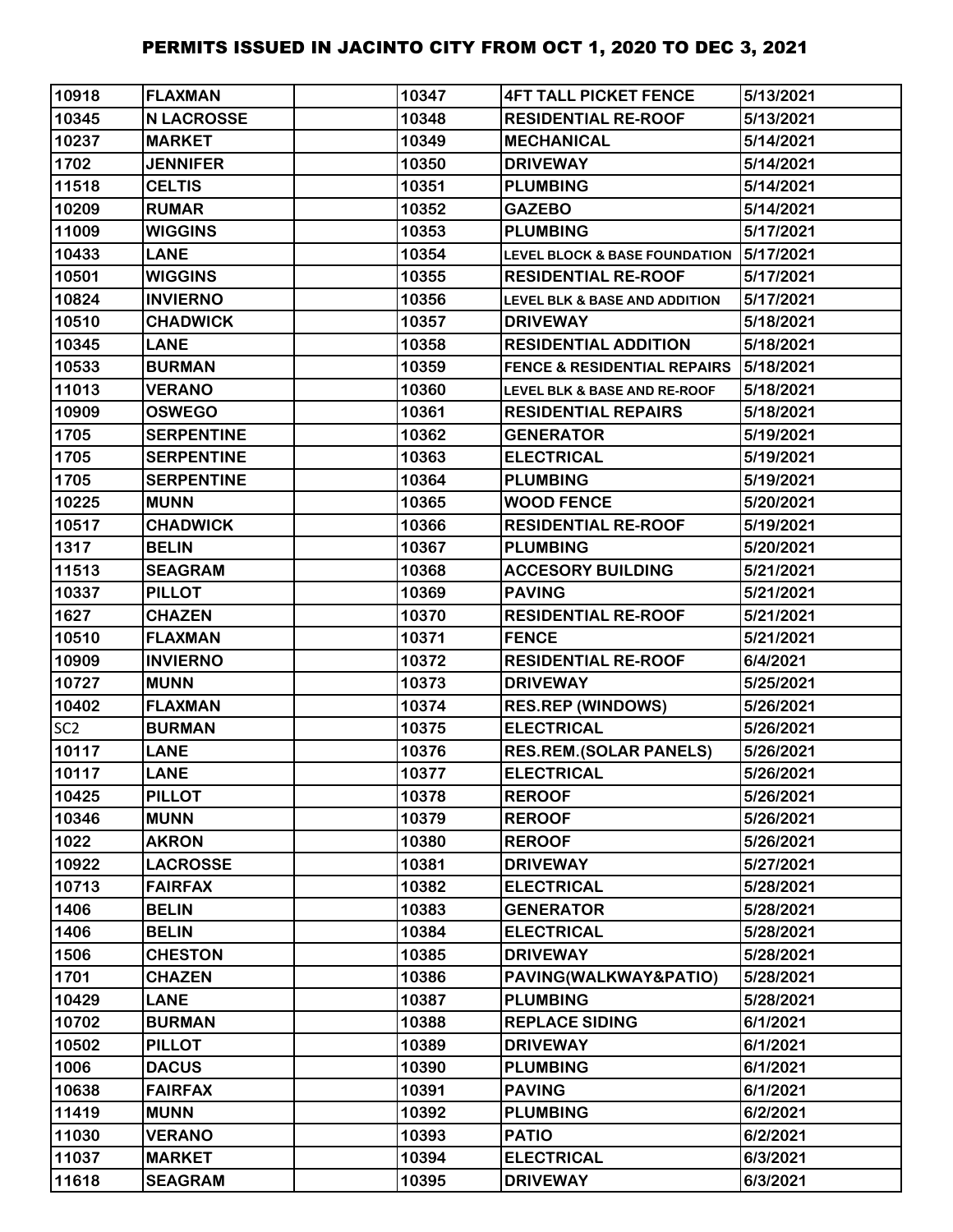# PERMITS ISSUED IN JACINTO CITY FROM OCT 1, 2020 TO DEC 3, 2021

| | | | | | |
|---|---|---|---|---|---|
| 10918 | FLAXMAN | | 10347 | 4FT TALL PICKET FENCE | 5/13/2021 |
| 10345 | N LACROSSE | | 10348 | RESIDENTIAL RE-ROOF | 5/13/2021 |
| 10237 | MARKET | | 10349 | MECHANICAL | 5/14/2021 |
| 1702 | JENNIFER | | 10350 | DRIVEWAY | 5/14/2021 |
| 11518 | CELTIS | | 10351 | PLUMBING | 5/14/2021 |
| 10209 | RUMAR | | 10352 | GAZEBO | 5/14/2021 |
| 11009 | WIGGINS | | 10353 | PLUMBING | 5/17/2021 |
| 10433 | LANE | | 10354 | LEVEL BLOCK & BASE FOUNDATION | 5/17/2021 |
| 10501 | WIGGINS | | 10355 | RESIDENTIAL RE-ROOF | 5/17/2021 |
| 10824 | INVIERNO | | 10356 | LEVEL BLK & BASE AND ADDITION | 5/17/2021 |
| 10510 | CHADWICK | | 10357 | DRIVEWAY | 5/18/2021 |
| 10345 | LANE | | 10358 | RESIDENTIAL ADDITION | 5/18/2021 |
| 10533 | BURMAN | | 10359 | FENCE & RESIDENTIAL REPAIRS | 5/18/2021 |
| 11013 | VERANO | | 10360 | LEVEL BLK & BASE AND RE-ROOF | 5/18/2021 |
| 10909 | OSWEGO | | 10361 | RESIDENTIAL REPAIRS | 5/18/2021 |
| 1705 | SERPENTINE | | 10362 | GENERATOR | 5/19/2021 |
| 1705 | SERPENTINE | | 10363 | ELECTRICAL | 5/19/2021 |
| 1705 | SERPENTINE | | 10364 | PLUMBING | 5/19/2021 |
| 10225 | MUNN | | 10365 | WOOD FENCE | 5/20/2021 |
| 10517 | CHADWICK | | 10366 | RESIDENTIAL RE-ROOF | 5/19/2021 |
| 1317 | BELIN | | 10367 | PLUMBING | 5/20/2021 |
| 11513 | SEAGRAM | | 10368 | ACCESORY BUILDING | 5/21/2021 |
| 10337 | PILLOT | | 10369 | PAVING | 5/21/2021 |
| 1627 | CHAZEN | | 10370 | RESIDENTIAL RE-ROOF | 5/21/2021 |
| 10510 | FLAXMAN | | 10371 | FENCE | 5/21/2021 |
| 10909 | INVIERNO | | 10372 | RESIDENTIAL RE-ROOF | 6/4/2021 |
| 10727 | MUNN | | 10373 | DRIVEWAY | 5/25/2021 |
| 10402 | FLAXMAN | | 10374 | RES.REP (WINDOWS) | 5/26/2021 |
| SC2 | BURMAN | | 10375 | ELECTRICAL | 5/26/2021 |
| 10117 | LANE | | 10376 | RES.REM.(SOLAR PANELS) | 5/26/2021 |
| 10117 | LANE | | 10377 | ELECTRICAL | 5/26/2021 |
| 10425 | PILLOT | | 10378 | REROOF | 5/26/2021 |
| 10346 | MUNN | | 10379 | REROOF | 5/26/2021 |
| 1022 | AKRON | | 10380 | REROOF | 5/26/2021 |
| 10922 | LACROSSE | | 10381 | DRIVEWAY | 5/27/2021 |
| 10713 | FAIRFAX | | 10382 | ELECTRICAL | 5/28/2021 |
| 1406 | BELIN | | 10383 | GENERATOR | 5/28/2021 |
| 1406 | BELIN | | 10384 | ELECTRICAL | 5/28/2021 |
| 1506 | CHESTON | | 10385 | DRIVEWAY | 5/28/2021 |
| 1701 | CHAZEN | | 10386 | PAVING(WALKWAY&PATIO) | 5/28/2021 |
| 10429 | LANE | | 10387 | PLUMBING | 5/28/2021 |
| 10702 | BURMAN | | 10388 | REPLACE SIDING | 6/1/2021 |
| 10502 | PILLOT | | 10389 | DRIVEWAY | 6/1/2021 |
| 1006 | DACUS | | 10390 | PLUMBING | 6/1/2021 |
| 10638 | FAIRFAX | | 10391 | PAVING | 6/1/2021 |
| 11419 | MUNN | | 10392 | PLUMBING | 6/2/2021 |
| 11030 | VERANO | | 10393 | PATIO | 6/2/2021 |
| 11037 | MARKET | | 10394 | ELECTRICAL | 6/3/2021 |
| 11618 | SEAGRAM | | 10395 | DRIVEWAY | 6/3/2021 |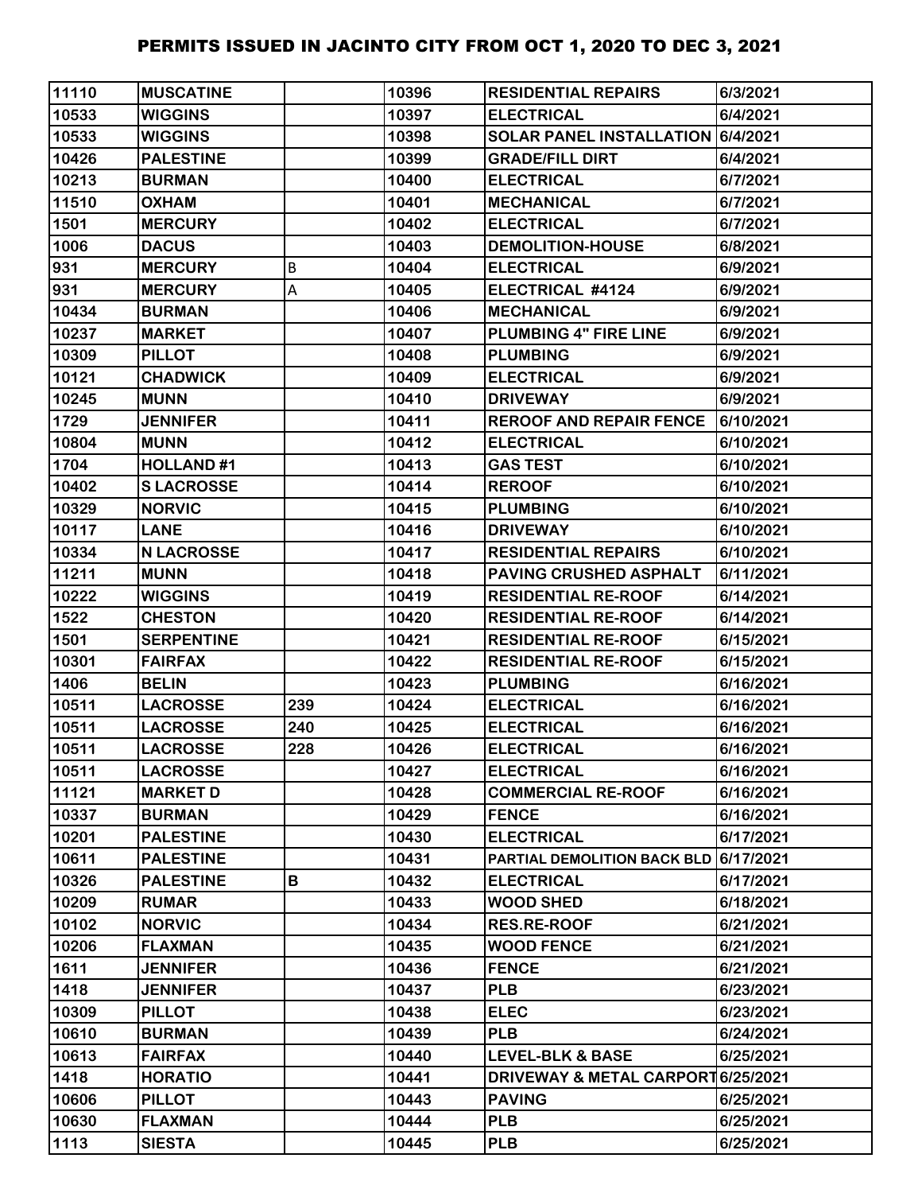# PERMITS ISSUED IN JACINTO CITY FROM OCT 1, 2020 TO DEC 3, 2021

| | | | | | |
|---|---|---|---|---|---|
| 11110 | MUSCATINE | | 10396 | RESIDENTIAL REPAIRS | 6/3/2021 |
| 10533 | WIGGINS | | 10397 | ELECTRICAL | 6/4/2021 |
| 10533 | WIGGINS | | 10398 | SOLAR PANEL INSTALLATION | 6/4/2021 |
| 10426 | PALESTINE | | 10399 | GRADE/FILL DIRT | 6/4/2021 |
| 10213 | BURMAN | | 10400 | ELECTRICAL | 6/7/2021 |
| 11510 | OXHAM | | 10401 | MECHANICAL | 6/7/2021 |
| 1501 | MERCURY | | 10402 | ELECTRICAL | 6/7/2021 |
| 1006 | DACUS | | 10403 | DEMOLITION-HOUSE | 6/8/2021 |
| 931 | MERCURY | B | 10404 | ELECTRICAL | 6/9/2021 |
| 931 | MERCURY | A | 10405 | ELECTRICAL #4124 | 6/9/2021 |
| 10434 | BURMAN | | 10406 | MECHANICAL | 6/9/2021 |
| 10237 | MARKET | | 10407 | PLUMBING 4" FIRE LINE | 6/9/2021 |
| 10309 | PILLOT | | 10408 | PLUMBING | 6/9/2021 |
| 10121 | CHADWICK | | 10409 | ELECTRICAL | 6/9/2021 |
| 10245 | MUNN | | 10410 | DRIVEWAY | 6/9/2021 |
| 1729 | JENNIFER | | 10411 | REROOF AND REPAIR FENCE | 6/10/2021 |
| 10804 | MUNN | | 10412 | ELECTRICAL | 6/10/2021 |
| 1704 | HOLLAND #1 | | 10413 | GAS TEST | 6/10/2021 |
| 10402 | S LACROSSE | | 10414 | REROOF | 6/10/2021 |
| 10329 | NORVIC | | 10415 | PLUMBING | 6/10/2021 |
| 10117 | LANE | | 10416 | DRIVEWAY | 6/10/2021 |
| 10334 | N LACROSSE | | 10417 | RESIDENTIAL REPAIRS | 6/10/2021 |
| 11211 | MUNN | | 10418 | PAVING CRUSHED ASPHALT | 6/11/2021 |
| 10222 | WIGGINS | | 10419 | RESIDENTIAL RE-ROOF | 6/14/2021 |
| 1522 | CHESTON | | 10420 | RESIDENTIAL RE-ROOF | 6/14/2021 |
| 1501 | SERPENTINE | | 10421 | RESIDENTIAL RE-ROOF | 6/15/2021 |
| 10301 | FAIRFAX | | 10422 | RESIDENTIAL RE-ROOF | 6/15/2021 |
| 1406 | BELIN | | 10423 | PLUMBING | 6/16/2021 |
| 10511 | LACROSSE | 239 | 10424 | ELECTRICAL | 6/16/2021 |
| 10511 | LACROSSE | 240 | 10425 | ELECTRICAL | 6/16/2021 |
| 10511 | LACROSSE | 228 | 10426 | ELECTRICAL | 6/16/2021 |
| 10511 | LACROSSE | | 10427 | ELECTRICAL | 6/16/2021 |
| 11121 | MARKET D | | 10428 | COMMERCIAL RE-ROOF | 6/16/2021 |
| 10337 | BURMAN | | 10429 | FENCE | 6/16/2021 |
| 10201 | PALESTINE | | 10430 | ELECTRICAL | 6/17/2021 |
| 10611 | PALESTINE | | 10431 | PARTIAL DEMOLITION BACK BLD | 6/17/2021 |
| 10326 | PALESTINE | B | 10432 | ELECTRICAL | 6/17/2021 |
| 10209 | RUMAR | | 10433 | WOOD SHED | 6/18/2021 |
| 10102 | NORVIC | | 10434 | RES.RE-ROOF | 6/21/2021 |
| 10206 | FLAXMAN | | 10435 | WOOD FENCE | 6/21/2021 |
| 1611 | JENNIFER | | 10436 | FENCE | 6/21/2021 |
| 1418 | JENNIFER | | 10437 | PLB | 6/23/2021 |
| 10309 | PILLOT | | 10438 | ELEC | 6/23/2021 |
| 10610 | BURMAN | | 10439 | PLB | 6/24/2021 |
| 10613 | FAIRFAX | | 10440 | LEVEL-BLK & BASE | 6/25/2021 |
| 1418 | HORATIO | | 10441 | DRIVEWAY & METAL CARPORT | 6/25/2021 |
| 10606 | PILLOT | | 10443 | PAVING | 6/25/2021 |
| 10630 | FLAXMAN | | 10444 | PLB | 6/25/2021 |
| 1113 | SIESTA | | 10445 | PLB | 6/25/2021 |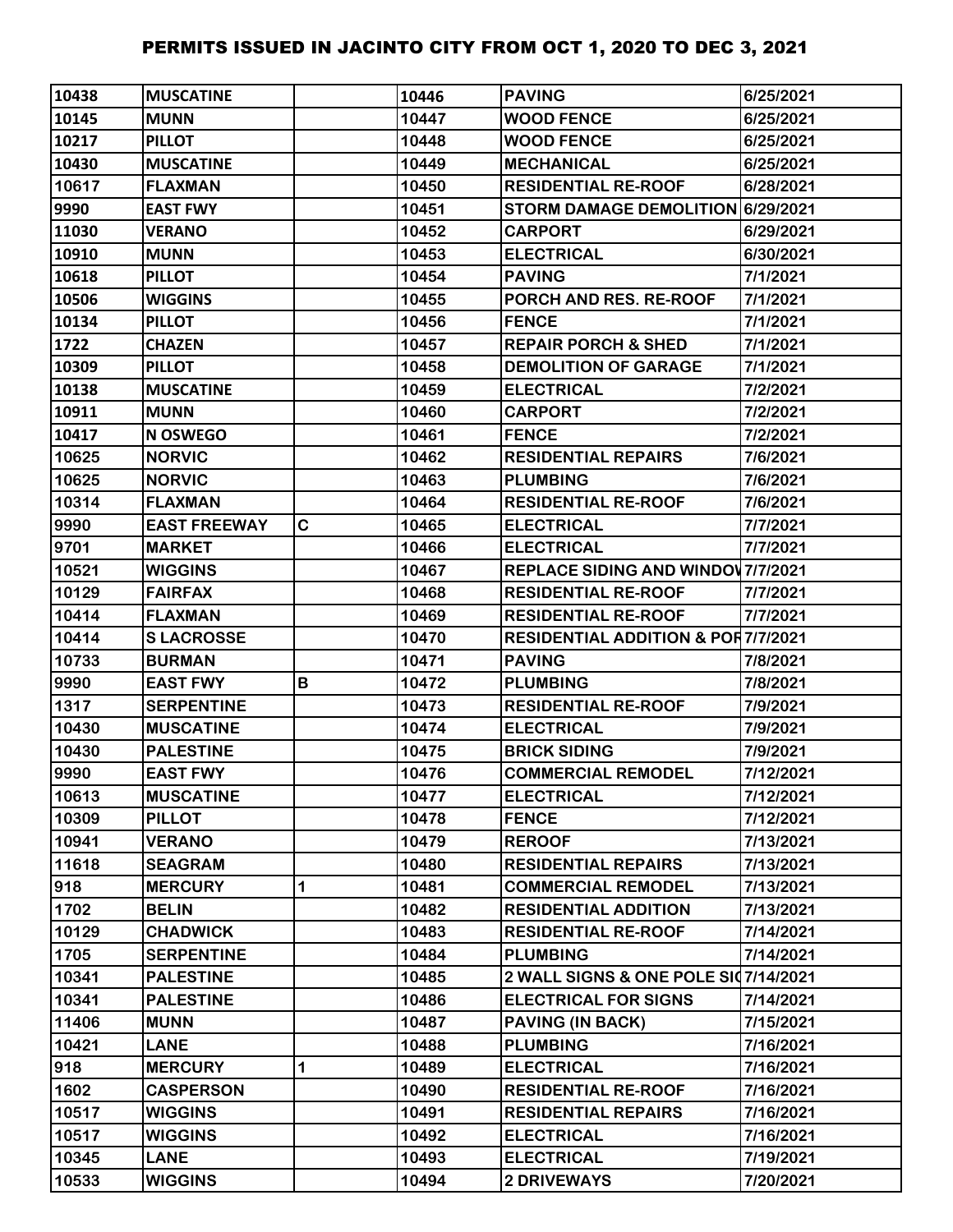# PERMITS ISSUED IN JACINTO CITY FROM OCT 1, 2020 TO DEC 3, 2021

| | | | | | |
|---|---|---|---|---|---|
| 10438 | MUSCATINE | | 10446 | PAVING | 6/25/2021 |
| 10145 | MUNN | | 10447 | WOOD FENCE | 6/25/2021 |
| 10217 | PILLOT | | 10448 | WOOD FENCE | 6/25/2021 |
| 10430 | MUSCATINE | | 10449 | MECHANICAL | 6/25/2021 |
| 10617 | FLAXMAN | | 10450 | RESIDENTIAL RE-ROOF | 6/28/2021 |
| 9990 | EAST FWY | | 10451 | STORM DAMAGE DEMOLITION | 6/29/2021 |
| 11030 | VERANO | | 10452 | CARPORT | 6/29/2021 |
| 10910 | MUNN | | 10453 | ELECTRICAL | 6/30/2021 |
| 10618 | PILLOT | | 10454 | PAVING | 7/1/2021 |
| 10506 | WIGGINS | | 10455 | PORCH AND RES. RE-ROOF | 7/1/2021 |
| 10134 | PILLOT | | 10456 | FENCE | 7/1/2021 |
| 1722 | CHAZEN | | 10457 | REPAIR PORCH & SHED | 7/1/2021 |
| 10309 | PILLOT | | 10458 | DEMOLITION OF GARAGE | 7/1/2021 |
| 10138 | MUSCATINE | | 10459 | ELECTRICAL | 7/2/2021 |
| 10911 | MUNN | | 10460 | CARPORT | 7/2/2021 |
| 10417 | N OSWEGO | | 10461 | FENCE | 7/2/2021 |
| 10625 | NORVIC | | 10462 | RESIDENTIAL REPAIRS | 7/6/2021 |
| 10625 | NORVIC | | 10463 | PLUMBING | 7/6/2021 |
| 10314 | FLAXMAN | | 10464 | RESIDENTIAL RE-ROOF | 7/6/2021 |
| 9990 | EAST FREEWAY | C | 10465 | ELECTRICAL | 7/7/2021 |
| 9701 | MARKET | | 10466 | ELECTRICAL | 7/7/2021 |
| 10521 | WIGGINS | | 10467 | REPLACE SIDING AND WINDOW | 7/7/2021 |
| 10129 | FAIRFAX | | 10468 | RESIDENTIAL RE-ROOF | 7/7/2021 |
| 10414 | FLAXMAN | | 10469 | RESIDENTIAL RE-ROOF | 7/7/2021 |
| 10414 | S LACROSSE | | 10470 | RESIDENTIAL ADDITION & POR | 7/7/2021 |
| 10733 | BURMAN | | 10471 | PAVING | 7/8/2021 |
| 9990 | EAST FWY | B | 10472 | PLUMBING | 7/8/2021 |
| 1317 | SERPENTINE | | 10473 | RESIDENTIAL RE-ROOF | 7/9/2021 |
| 10430 | MUSCATINE | | 10474 | ELECTRICAL | 7/9/2021 |
| 10430 | PALESTINE | | 10475 | BRICK SIDING | 7/9/2021 |
| 9990 | EAST FWY | | 10476 | COMMERCIAL REMODEL | 7/12/2021 |
| 10613 | MUSCATINE | | 10477 | ELECTRICAL | 7/12/2021 |
| 10309 | PILLOT | | 10478 | FENCE | 7/12/2021 |
| 10941 | VERANO | | 10479 | REROOF | 7/13/2021 |
| 11618 | SEAGRAM | | 10480 | RESIDENTIAL REPAIRS | 7/13/2021 |
| 918 | MERCURY | 1 | 10481 | COMMERCIAL REMODEL | 7/13/2021 |
| 1702 | BELIN | | 10482 | RESIDENTIAL ADDITION | 7/13/2021 |
| 10129 | CHADWICK | | 10483 | RESIDENTIAL RE-ROOF | 7/14/2021 |
| 1705 | SERPENTINE | | 10484 | PLUMBING | 7/14/2021 |
| 10341 | PALESTINE | | 10485 | 2 WALL SIGNS & ONE POLE SIG | 7/14/2021 |
| 10341 | PALESTINE | | 10486 | ELECTRICAL FOR SIGNS | 7/14/2021 |
| 11406 | MUNN | | 10487 | PAVING (IN BACK) | 7/15/2021 |
| 10421 | LANE | | 10488 | PLUMBING | 7/16/2021 |
| 918 | MERCURY | 1 | 10489 | ELECTRICAL | 7/16/2021 |
| 1602 | CASPERSON | | 10490 | RESIDENTIAL RE-ROOF | 7/16/2021 |
| 10517 | WIGGINS | | 10491 | RESIDENTIAL REPAIRS | 7/16/2021 |
| 10517 | WIGGINS | | 10492 | ELECTRICAL | 7/16/2021 |
| 10345 | LANE | | 10493 | ELECTRICAL | 7/19/2021 |
| 10533 | WIGGINS | | 10494 | 2 DRIVEWAYS | 7/20/2021 |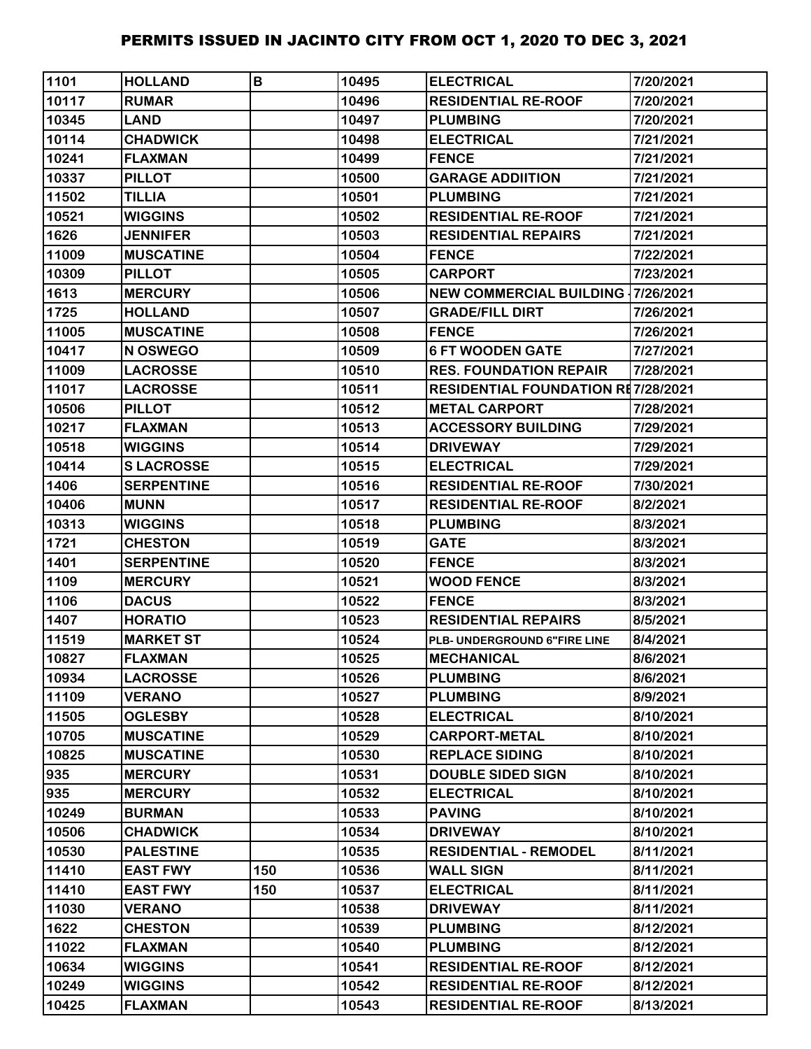# PERMITS ISSUED IN JACINTO CITY FROM OCT 1, 2020 TO DEC 3, 2021

| | | | | | |
|---|---|---|---|---|---|
| 1101 | HOLLAND | B | 10495 | ELECTRICAL | 7/20/2021 |
| 10117 | RUMAR | | 10496 | RESIDENTIAL RE-ROOF | 7/20/2021 |
| 10345 | LAND | | 10497 | PLUMBING | 7/20/2021 |
| 10114 | CHADWICK | | 10498 | ELECTRICAL | 7/21/2021 |
| 10241 | FLAXMAN | | 10499 | FENCE | 7/21/2021 |
| 10337 | PILLOT | | 10500 | GARAGE ADDIITION | 7/21/2021 |
| 11502 | TILLIA | | 10501 | PLUMBING | 7/21/2021 |
| 10521 | WIGGINS | | 10502 | RESIDENTIAL RE-ROOF | 7/21/2021 |
| 1626 | JENNIFER | | 10503 | RESIDENTIAL REPAIRS | 7/21/2021 |
| 11009 | MUSCATINE | | 10504 | FENCE | 7/22/2021 |
| 10309 | PILLOT | | 10505 | CARPORT | 7/23/2021 |
| 1613 | MERCURY | | 10506 | NEW COMMERCIAL BUILDING - | 7/26/2021 |
| 1725 | HOLLAND | | 10507 | GRADE/FILL DIRT | 7/26/2021 |
| 11005 | MUSCATINE | | 10508 | FENCE | 7/26/2021 |
| 10417 | N OSWEGO | | 10509 | 6 FT WOODEN GATE | 7/27/2021 |
| 11009 | LACROSSE | | 10510 | RES. FOUNDATION REPAIR | 7/28/2021 |
| 11017 | LACROSSE | | 10511 | RESIDENTIAL FOUNDATION RE | 7/28/2021 |
| 10506 | PILLOT | | 10512 | METAL CARPORT | 7/28/2021 |
| 10217 | FLAXMAN | | 10513 | ACCESSORY BUILDING | 7/29/2021 |
| 10518 | WIGGINS | | 10514 | DRIVEWAY | 7/29/2021 |
| 10414 | S LACROSSE | | 10515 | ELECTRICAL | 7/29/2021 |
| 1406 | SERPENTINE | | 10516 | RESIDENTIAL RE-ROOF | 7/30/2021 |
| 10406 | MUNN | | 10517 | RESIDENTIAL RE-ROOF | 8/2/2021 |
| 10313 | WIGGINS | | 10518 | PLUMBING | 8/3/2021 |
| 1721 | CHESTON | | 10519 | GATE | 8/3/2021 |
| 1401 | SERPENTINE | | 10520 | FENCE | 8/3/2021 |
| 1109 | MERCURY | | 10521 | WOOD FENCE | 8/3/2021 |
| 1106 | DACUS | | 10522 | FENCE | 8/3/2021 |
| 1407 | HORATIO | | 10523 | RESIDENTIAL REPAIRS | 8/5/2021 |
| 11519 | MARKET ST | | 10524 | PLB- UNDERGROUND 6"FIRE LINE | 8/4/2021 |
| 10827 | FLAXMAN | | 10525 | MECHANICAL | 8/6/2021 |
| 10934 | LACROSSE | | 10526 | PLUMBING | 8/6/2021 |
| 11109 | VERANO | | 10527 | PLUMBING | 8/9/2021 |
| 11505 | OGLESBY | | 10528 | ELECTRICAL | 8/10/2021 |
| 10705 | MUSCATINE | | 10529 | CARPORT-METAL | 8/10/2021 |
| 10825 | MUSCATINE | | 10530 | REPLACE SIDING | 8/10/2021 |
| 935 | MERCURY | | 10531 | DOUBLE SIDED SIGN | 8/10/2021 |
| 935 | MERCURY | | 10532 | ELECTRICAL | 8/10/2021 |
| 10249 | BURMAN | | 10533 | PAVING | 8/10/2021 |
| 10506 | CHADWICK | | 10534 | DRIVEWAY | 8/10/2021 |
| 10530 | PALESTINE | | 10535 | RESIDENTIAL - REMODEL | 8/11/2021 |
| 11410 | EAST FWY | 150 | 10536 | WALL SIGN | 8/11/2021 |
| 11410 | EAST FWY | 150 | 10537 | ELECTRICAL | 8/11/2021 |
| 11030 | VERANO | | 10538 | DRIVEWAY | 8/11/2021 |
| 1622 | CHESTON | | 10539 | PLUMBING | 8/12/2021 |
| 11022 | FLAXMAN | | 10540 | PLUMBING | 8/12/2021 |
| 10634 | WIGGINS | | 10541 | RESIDENTIAL RE-ROOF | 8/12/2021 |
| 10249 | WIGGINS | | 10542 | RESIDENTIAL RE-ROOF | 8/12/2021 |
| 10425 | FLAXMAN | | 10543 | RESIDENTIAL RE-ROOF | 8/13/2021 |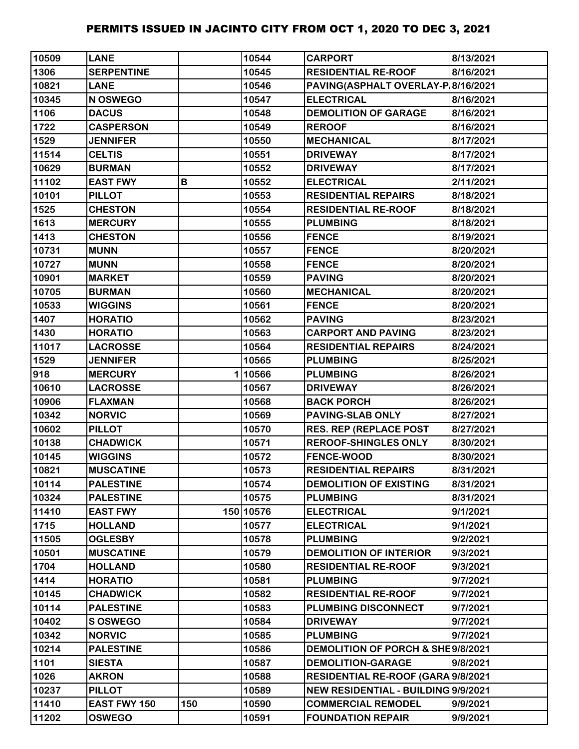# PERMITS ISSUED IN JACINTO CITY FROM OCT 1, 2020 TO DEC 3, 2021

| | | | | | |
|---|---|---|---|---|---|
| 10509 | LANE | | 10544 | CARPORT | 8/13/2021 |
| 1306 | SERPENTINE | | 10545 | RESIDENTIAL RE-ROOF | 8/16/2021 |
| 10821 | LANE | | 10546 | PAVING(ASPHALT OVERLAY-P | 8/16/2021 |
| 10345 | N OSWEGO | | 10547 | ELECTRICAL | 8/16/2021 |
| 1106 | DACUS | | 10548 | DEMOLITION OF GARAGE | 8/16/2021 |
| 1722 | CASPERSON | | 10549 | REROOF | 8/16/2021 |
| 1529 | JENNIFER | | 10550 | MECHANICAL | 8/17/2021 |
| 11514 | CELTIS | | 10551 | DRIVEWAY | 8/17/2021 |
| 10629 | BURMAN | | 10552 | DRIVEWAY | 8/17/2021 |
| 11102 | EAST FWY | B | 10552 | ELECTRICAL | 2/11/2021 |
| 10101 | PILLOT | | 10553 | RESIDENTIAL REPAIRS | 8/18/2021 |
| 1525 | CHESTON | | 10554 | RESIDENTIAL RE-ROOF | 8/18/2021 |
| 1613 | MERCURY | | 10555 | PLUMBING | 8/18/2021 |
| 1413 | CHESTON | | 10556 | FENCE | 8/19/2021 |
| 10731 | MUNN | | 10557 | FENCE | 8/20/2021 |
| 10727 | MUNN | | 10558 | FENCE | 8/20/2021 |
| 10901 | MARKET | | 10559 | PAVING | 8/20/2021 |
| 10705 | BURMAN | | 10560 | MECHANICAL | 8/20/2021 |
| 10533 | WIGGINS | | 10561 | FENCE | 8/20/2021 |
| 1407 | HORATIO | | 10562 | PAVING | 8/23/2021 |
| 1430 | HORATIO | | 10563 | CARPORT AND PAVING | 8/23/2021 |
| 11017 | LACROSSE | | 10564 | RESIDENTIAL REPAIRS | 8/24/2021 |
| 1529 | JENNIFER | | 10565 | PLUMBING | 8/25/2021 |
| 918 | MERCURY | 1 | 10566 | PLUMBING | 8/26/2021 |
| 10610 | LACROSSE | | 10567 | DRIVEWAY | 8/26/2021 |
| 10906 | FLAXMAN | | 10568 | BACK PORCH | 8/26/2021 |
| 10342 | NORVIC | | 10569 | PAVING-SLAB ONLY | 8/27/2021 |
| 10602 | PILLOT | | 10570 | RES. REP (REPLACE POST | 8/27/2021 |
| 10138 | CHADWICK | | 10571 | REROOF-SHINGLES ONLY | 8/30/2021 |
| 10145 | WIGGINS | | 10572 | FENCE-WOOD | 8/30/2021 |
| 10821 | MUSCATINE | | 10573 | RESIDENTIAL REPAIRS | 8/31/2021 |
| 10114 | PALESTINE | | 10574 | DEMOLITION OF EXISTING | 8/31/2021 |
| 10324 | PALESTINE | | 10575 | PLUMBING | 8/31/2021 |
| 11410 | EAST FWY | 150 | 10576 | ELECTRICAL | 9/1/2021 |
| 1715 | HOLLAND | | 10577 | ELECTRICAL | 9/1/2021 |
| 11505 | OGLESBY | | 10578 | PLUMBING | 9/2/2021 |
| 10501 | MUSCATINE | | 10579 | DEMOLITION OF INTERIOR | 9/3/2021 |
| 1704 | HOLLAND | | 10580 | RESIDENTIAL RE-ROOF | 9/3/2021 |
| 1414 | HORATIO | | 10581 | PLUMBING | 9/7/2021 |
| 10145 | CHADWICK | | 10582 | RESIDENTIAL RE-ROOF | 9/7/2021 |
| 10114 | PALESTINE | | 10583 | PLUMBING DISCONNECT | 9/7/2021 |
| 10402 | S OSWEGO | | 10584 | DRIVEWAY | 9/7/2021 |
| 10342 | NORVIC | | 10585 | PLUMBING | 9/7/2021 |
| 10214 | PALESTINE | | 10586 | DEMOLITION OF PORCH & SHE | 9/8/2021 |
| 1101 | SIESTA | | 10587 | DEMOLITION-GARAGE | 9/8/2021 |
| 1026 | AKRON | | 10588 | RESIDENTIAL RE-ROOF (GARA | 9/8/2021 |
| 10237 | PILLOT | | 10589 | NEW RESIDENTIAL - BUILDING | 9/9/2021 |
| 11410 | EAST FWY 150 | 150 | 10590 | COMMERCIAL REMODEL | 9/9/2021 |
| 11202 | OSWEGO | | 10591 | FOUNDATION REPAIR | 9/9/2021 |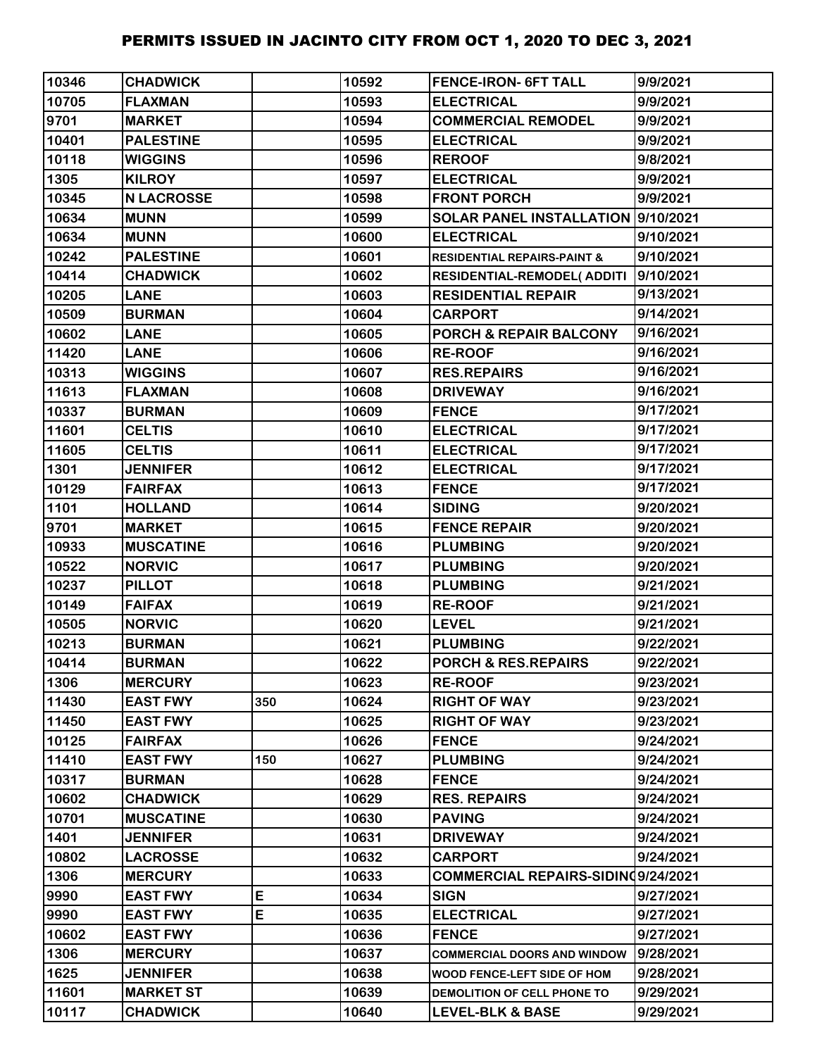# PERMITS ISSUED IN JACINTO CITY FROM OCT 1, 2020 TO DEC 3, 2021

| | | | | | |
|---|---|---|---|---|---|
| 10346 | CHADWICK | | 10592 | FENCE-IRON- 6FT TALL | 9/9/2021 |
| 10705 | FLAXMAN | | 10593 | ELECTRICAL | 9/9/2021 |
| 9701 | MARKET | | 10594 | COMMERCIAL REMODEL | 9/9/2021 |
| 10401 | PALESTINE | | 10595 | ELECTRICAL | 9/9/2021 |
| 10118 | WIGGINS | | 10596 | REROOF | 9/8/2021 |
| 1305 | KILROY | | 10597 | ELECTRICAL | 9/9/2021 |
| 10345 | N LACROSSE | | 10598 | FRONT PORCH | 9/9/2021 |
| 10634 | MUNN | | 10599 | SOLAR PANEL INSTALLATION | 9/10/2021 |
| 10634 | MUNN | | 10600 | ELECTRICAL | 9/10/2021 |
| 10242 | PALESTINE | | 10601 | RESIDENTIAL REPAIRS-PAINT & | 9/10/2021 |
| 10414 | CHADWICK | | 10602 | RESIDENTIAL-REMODEL( ADDITI | 9/10/2021 |
| 10205 | LANE | | 10603 | RESIDENTIAL REPAIR | 9/13/2021 |
| 10509 | BURMAN | | 10604 | CARPORT | 9/14/2021 |
| 10602 | LANE | | 10605 | PORCH & REPAIR BALCONY | 9/16/2021 |
| 11420 | LANE | | 10606 | RE-ROOF | 9/16/2021 |
| 10313 | WIGGINS | | 10607 | RES.REPAIRS | 9/16/2021 |
| 11613 | FLAXMAN | | 10608 | DRIVEWAY | 9/16/2021 |
| 10337 | BURMAN | | 10609 | FENCE | 9/17/2021 |
| 11601 | CELTIS | | 10610 | ELECTRICAL | 9/17/2021 |
| 11605 | CELTIS | | 10611 | ELECTRICAL | 9/17/2021 |
| 1301 | JENNIFER | | 10612 | ELECTRICAL | 9/17/2021 |
| 10129 | FAIRFAX | | 10613 | FENCE | 9/17/2021 |
| 1101 | HOLLAND | | 10614 | SIDING | 9/20/2021 |
| 9701 | MARKET | | 10615 | FENCE REPAIR | 9/20/2021 |
| 10933 | MUSCATINE | | 10616 | PLUMBING | 9/20/2021 |
| 10522 | NORVIC | | 10617 | PLUMBING | 9/20/2021 |
| 10237 | PILLOT | | 10618 | PLUMBING | 9/21/2021 |
| 10149 | FAIFAX | | 10619 | RE-ROOF | 9/21/2021 |
| 10505 | NORVIC | | 10620 | LEVEL | 9/21/2021 |
| 10213 | BURMAN | | 10621 | PLUMBING | 9/22/2021 |
| 10414 | BURMAN | | 10622 | PORCH & RES.REPAIRS | 9/22/2021 |
| 1306 | MERCURY | | 10623 | RE-ROOF | 9/23/2021 |
| 11430 | EAST FWY | 350 | 10624 | RIGHT OF WAY | 9/23/2021 |
| 11450 | EAST FWY | | 10625 | RIGHT OF WAY | 9/23/2021 |
| 10125 | FAIRFAX | | 10626 | FENCE | 9/24/2021 |
| 11410 | EAST FWY | 150 | 10627 | PLUMBING | 9/24/2021 |
| 10317 | BURMAN | | 10628 | FENCE | 9/24/2021 |
| 10602 | CHADWICK | | 10629 | RES. REPAIRS | 9/24/2021 |
| 10701 | MUSCATINE | | 10630 | PAVING | 9/24/2021 |
| 1401 | JENNIFER | | 10631 | DRIVEWAY | 9/24/2021 |
| 10802 | LACROSSE | | 10632 | CARPORT | 9/24/2021 |
| 1306 | MERCURY | | 10633 | COMMERCIAL REPAIRS-SIDING | 9/24/2021 |
| 9990 | EAST FWY | E | 10634 | SIGN | 9/27/2021 |
| 9990 | EAST FWY | E | 10635 | ELECTRICAL | 9/27/2021 |
| 10602 | EAST FWY | | 10636 | FENCE | 9/27/2021 |
| 1306 | MERCURY | | 10637 | COMMERCIAL DOORS AND WINDOW | 9/28/2021 |
| 1625 | JENNIFER | | 10638 | WOOD FENCE-LEFT SIDE OF HOM | 9/28/2021 |
| 11601 | MARKET ST | | 10639 | DEMOLITION OF CELL PHONE TO | 9/29/2021 |
| 10117 | CHADWICK | | 10640 | LEVEL-BLK & BASE | 9/29/2021 |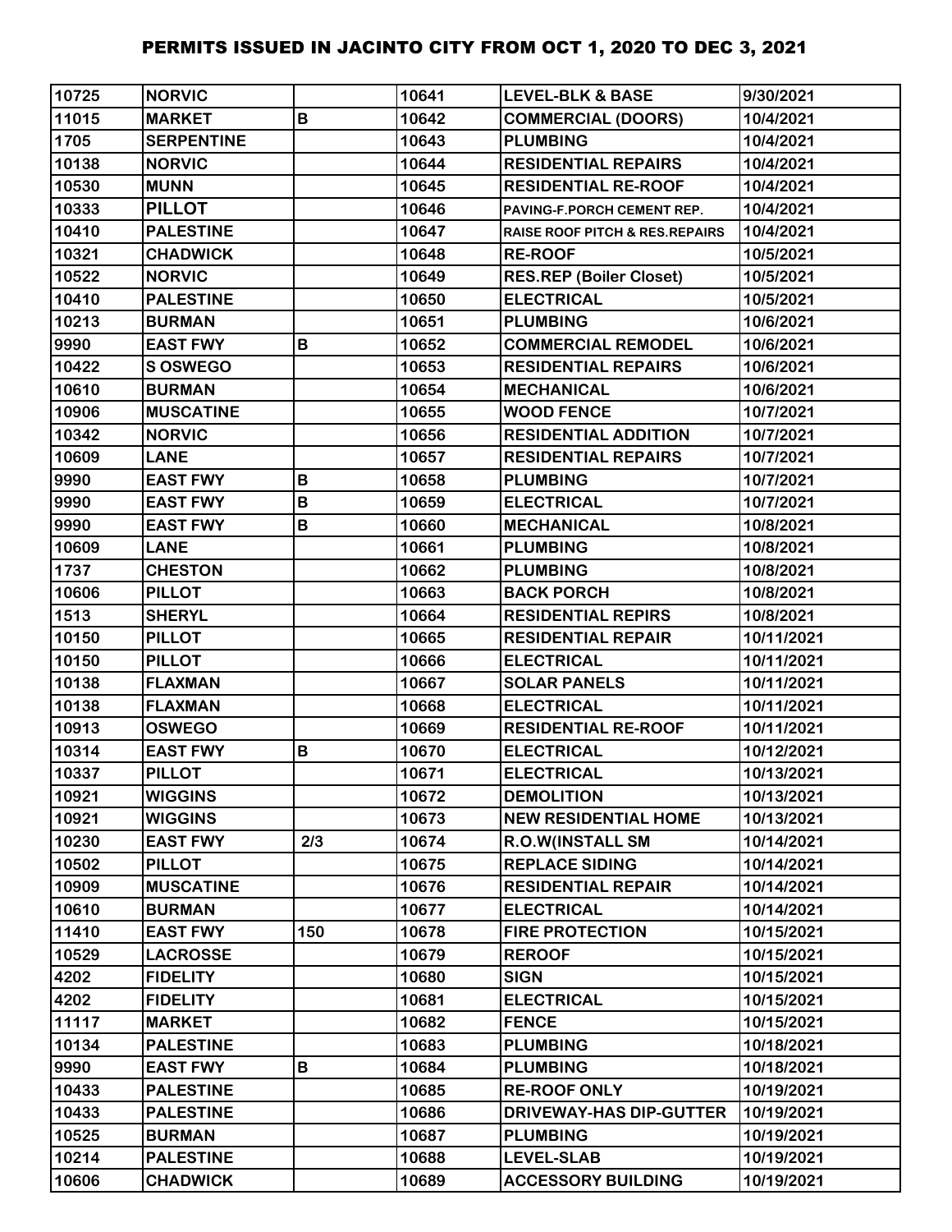| 10725 | NORVIC | | 10641 | LEVEL-BLK & BASE | 9/30/2021 |
|---|---|---|---|---|---|
| 11015 | MARKET | B | 10642 | COMMERCIAL (DOORS) | 10/4/2021 |
| 1705 | SERPENTINE | | 10643 | PLUMBING | 10/4/2021 |
| 10138 | NORVIC | | 10644 | RESIDENTIAL REPAIRS | 10/4/2021 |
| 10530 | MUNN | | 10645 | RESIDENTIAL RE-ROOF | 10/4/2021 |
| 10333 | PILLOT | | 10646 | PAVING-F.PORCH CEMENT REP. | 10/4/2021 |
| 10410 | PALESTINE | | 10647 | RAISE ROOF PITCH & RES.REPAIRS | 10/4/2021 |
| 10321 | CHADWICK | | 10648 | RE-ROOF | 10/5/2021 |
| 10522 | NORVIC | | 10649 | RES.REP (Boiler Closet) | 10/5/2021 |
| 10410 | PALESTINE | | 10650 | ELECTRICAL | 10/5/2021 |
| 10213 | BURMAN | | 10651 | PLUMBING | 10/6/2021 |
| 9990 | EAST FWY | B | 10652 | COMMERCIAL REMODEL | 10/6/2021 |
| 10422 | S OSWEGO | | 10653 | RESIDENTIAL REPAIRS | 10/6/2021 |
| 10610 | BURMAN | | 10654 | MECHANICAL | 10/6/2021 |
| 10906 | MUSCATINE | | 10655 | WOOD FENCE | 10/7/2021 |
| 10342 | NORVIC | | 10656 | RESIDENTIAL ADDITION | 10/7/2021 |
| 10609 | LANE | | 10657 | RESIDENTIAL REPAIRS | 10/7/2021 |
| 9990 | EAST FWY | B | 10658 | PLUMBING | 10/7/2021 |
| 9990 | EAST FWY | B | 10659 | ELECTRICAL | 10/7/2021 |
| 9990 | EAST FWY | B | 10660 | MECHANICAL | 10/8/2021 |
| 10609 | LANE | | 10661 | PLUMBING | 10/8/2021 |
| 1737 | CHESTON | | 10662 | PLUMBING | 10/8/2021 |
| 10606 | PILLOT | | 10663 | BACK PORCH | 10/8/2021 |
| 1513 | SHERYL | | 10664 | RESIDENTIAL REPIRS | 10/8/2021 |
| 10150 | PILLOT | | 10665 | RESIDENTIAL REPAIR | 10/11/2021 |
| 10150 | PILLOT | | 10666 | ELECTRICAL | 10/11/2021 |
| 10138 | FLAXMAN | | 10667 | SOLAR PANELS | 10/11/2021 |
| 10138 | FLAXMAN | | 10668 | ELECTRICAL | 10/11/2021 |
| 10913 | OSWEGO | | 10669 | RESIDENTIAL RE-ROOF | 10/11/2021 |
| 10314 | EAST FWY | B | 10670 | ELECTRICAL | 10/12/2021 |
| 10337 | PILLOT | | 10671 | ELECTRICAL | 10/13/2021 |
| 10921 | WIGGINS | | 10672 | DEMOLITION | 10/13/2021 |
| 10921 | WIGGINS | | 10673 | NEW RESIDENTIAL HOME | 10/13/2021 |
| 10230 | EAST FWY | 2/3 | 10674 | R.O.W(INSTALL SM | 10/14/2021 |
| 10502 | PILLOT | | 10675 | REPLACE SIDING | 10/14/2021 |
| 10909 | MUSCATINE | | 10676 | RESIDENTIAL REPAIR | 10/14/2021 |
| 10610 | BURMAN | | 10677 | ELECTRICAL | 10/14/2021 |
| 11410 | EAST FWY | 150 | 10678 | FIRE PROTECTION | 10/15/2021 |
| 10529 | LACROSSE | | 10679 | REROOF | 10/15/2021 |
| 4202 | FIDELITY | | 10680 | SIGN | 10/15/2021 |
| 4202 | FIDELITY | | 10681 | ELECTRICAL | 10/15/2021 |
| 11117 | MARKET | | 10682 | FENCE | 10/15/2021 |
| 10134 | PALESTINE | | 10683 | PLUMBING | 10/18/2021 |
| 9990 | EAST FWY | B | 10684 | PLUMBING | 10/18/2021 |
| 10433 | PALESTINE | | 10685 | RE-ROOF ONLY | 10/19/2021 |
| 10433 | PALESTINE | | 10686 | DRIVEWAY-HAS DIP-GUTTER | 10/19/2021 |
| 10525 | BURMAN | | 10687 | PLUMBING | 10/19/2021 |
| 10214 | PALESTINE | | 10688 | LEVEL-SLAB | 10/19/2021 |
| 10606 | CHADWICK | | 10689 | ACCESSORY BUILDING | 10/19/2021 |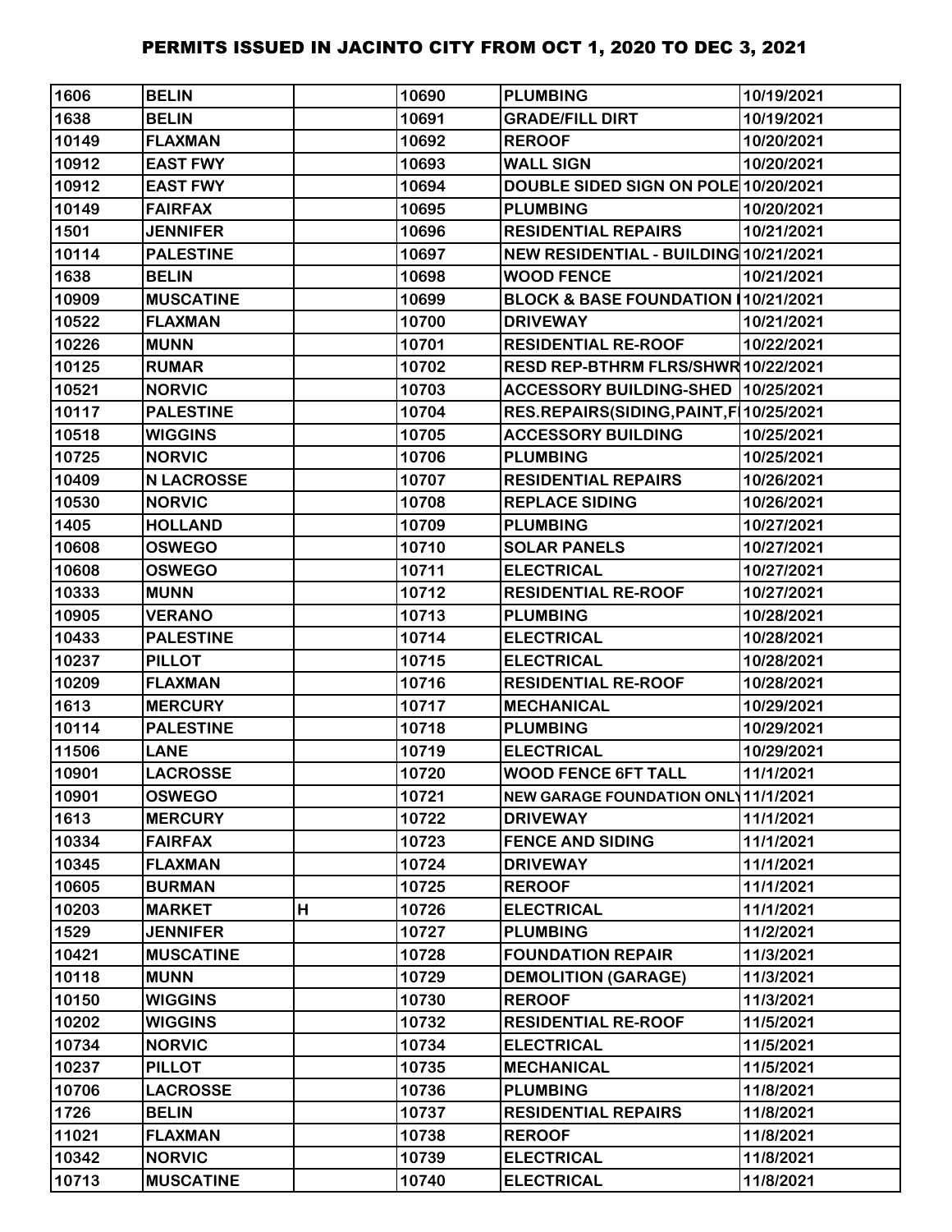# PERMITS ISSUED IN JACINTO CITY FROM OCT 1, 2020 TO DEC 3, 2021

| | | | | | |
|---|---|---|---|---|---|
| 1606 | BELIN | | 10690 | PLUMBING | 10/19/2021 |
| 1638 | BELIN | | 10691 | GRADE/FILL DIRT | 10/19/2021 |
| 10149 | FLAXMAN | | 10692 | REROOF | 10/20/2021 |
| 10912 | EAST FWY | | 10693 | WALL SIGN | 10/20/2021 |
| 10912 | EAST FWY | | 10694 | DOUBLE SIDED SIGN ON POLE | 10/20/2021 |
| 10149 | FAIRFAX | | 10695 | PLUMBING | 10/20/2021 |
| 1501 | JENNIFER | | 10696 | RESIDENTIAL REPAIRS | 10/21/2021 |
| 10114 | PALESTINE | | 10697 | NEW RESIDENTIAL - BUILDING | 10/21/2021 |
| 1638 | BELIN | | 10698 | WOOD FENCE | 10/21/2021 |
| 10909 | MUSCATINE | | 10699 | BLOCK & BASE FOUNDATION I | 10/21/2021 |
| 10522 | FLAXMAN | | 10700 | DRIVEWAY | 10/21/2021 |
| 10226 | MUNN | | 10701 | RESIDENTIAL RE-ROOF | 10/22/2021 |
| 10125 | RUMAR | | 10702 | RESD REP-BTHRM FLRS/SHWR | 10/22/2021 |
| 10521 | NORVIC | | 10703 | ACCESSORY BUILDING-SHED | 10/25/2021 |
| 10117 | PALESTINE | | 10704 | RES.REPAIRS(SIDING,PAINT,F | 10/25/2021 |
| 10518 | WIGGINS | | 10705 | ACCESSORY BUILDING | 10/25/2021 |
| 10725 | NORVIC | | 10706 | PLUMBING | 10/25/2021 |
| 10409 | N LACROSSE | | 10707 | RESIDENTIAL REPAIRS | 10/26/2021 |
| 10530 | NORVIC | | 10708 | REPLACE SIDING | 10/26/2021 |
| 1405 | HOLLAND | | 10709 | PLUMBING | 10/27/2021 |
| 10608 | OSWEGO | | 10710 | SOLAR PANELS | 10/27/2021 |
| 10608 | OSWEGO | | 10711 | ELECTRICAL | 10/27/2021 |
| 10333 | MUNN | | 10712 | RESIDENTIAL RE-ROOF | 10/27/2021 |
| 10905 | VERANO | | 10713 | PLUMBING | 10/28/2021 |
| 10433 | PALESTINE | | 10714 | ELECTRICAL | 10/28/2021 |
| 10237 | PILLOT | | 10715 | ELECTRICAL | 10/28/2021 |
| 10209 | FLAXMAN | | 10716 | RESIDENTIAL RE-ROOF | 10/28/2021 |
| 1613 | MERCURY | | 10717 | MECHANICAL | 10/29/2021 |
| 10114 | PALESTINE | | 10718 | PLUMBING | 10/29/2021 |
| 11506 | LANE | | 10719 | ELECTRICAL | 10/29/2021 |
| 10901 | LACROSSE | | 10720 | WOOD FENCE 6FT TALL | 11/1/2021 |
| 10901 | OSWEGO | | 10721 | NEW GARAGE FOUNDATION ONLY | 11/1/2021 |
| 1613 | MERCURY | | 10722 | DRIVEWAY | 11/1/2021 |
| 10334 | FAIRFAX | | 10723 | FENCE AND SIDING | 11/1/2021 |
| 10345 | FLAXMAN | | 10724 | DRIVEWAY | 11/1/2021 |
| 10605 | BURMAN | | 10725 | REROOF | 11/1/2021 |
| 10203 | MARKET | H | 10726 | ELECTRICAL | 11/1/2021 |
| 1529 | JENNIFER | | 10727 | PLUMBING | 11/2/2021 |
| 10421 | MUSCATINE | | 10728 | FOUNDATION REPAIR | 11/3/2021 |
| 10118 | MUNN | | 10729 | DEMOLITION (GARAGE) | 11/3/2021 |
| 10150 | WIGGINS | | 10730 | REROOF | 11/3/2021 |
| 10202 | WIGGINS | | 10732 | RESIDENTIAL RE-ROOF | 11/5/2021 |
| 10734 | NORVIC | | 10734 | ELECTRICAL | 11/5/2021 |
| 10237 | PILLOT | | 10735 | MECHANICAL | 11/5/2021 |
| 10706 | LACROSSE | | 10736 | PLUMBING | 11/8/2021 |
| 1726 | BELIN | | 10737 | RESIDENTIAL REPAIRS | 11/8/2021 |
| 11021 | FLAXMAN | | 10738 | REROOF | 11/8/2021 |
| 10342 | NORVIC | | 10739 | ELECTRICAL | 11/8/2021 |
| 10713 | MUSCATINE | | 10740 | ELECTRICAL | 11/8/2021 |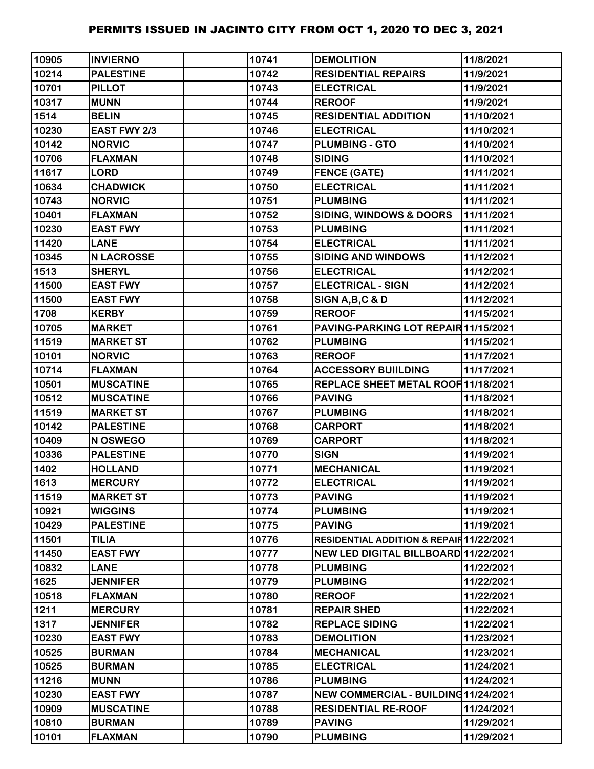# PERMITS ISSUED IN JACINTO CITY FROM OCT 1, 2020 TO DEC 3, 2021

| | | | | | |
|---|---|---|---|---|---|
| 10905 | INVIERNO | | 10741 | DEMOLITION | 11/8/2021 |
| 10214 | PALESTINE | | 10742 | RESIDENTIAL REPAIRS | 11/9/2021 |
| 10701 | PILLOT | | 10743 | ELECTRICAL | 11/9/2021 |
| 10317 | MUNN | | 10744 | REROOF | 11/9/2021 |
| 1514 | BELIN | | 10745 | RESIDENTIAL ADDITION | 11/10/2021 |
| 10230 | EAST FWY 2/3 | | 10746 | ELECTRICAL | 11/10/2021 |
| 10142 | NORVIC | | 10747 | PLUMBING - GTO | 11/10/2021 |
| 10706 | FLAXMAN | | 10748 | SIDING | 11/10/2021 |
| 11617 | LORD | | 10749 | FENCE (GATE) | 11/11/2021 |
| 10634 | CHADWICK | | 10750 | ELECTRICAL | 11/11/2021 |
| 10743 | NORVIC | | 10751 | PLUMBING | 11/11/2021 |
| 10401 | FLAXMAN | | 10752 | SIDING, WINDOWS & DOORS | 11/11/2021 |
| 10230 | EAST FWY | | 10753 | PLUMBING | 11/11/2021 |
| 11420 | LANE | | 10754 | ELECTRICAL | 11/11/2021 |
| 10345 | N LACROSSE | | 10755 | SIDING AND WINDOWS | 11/12/2021 |
| 1513 | SHERYL | | 10756 | ELECTRICAL | 11/12/2021 |
| 11500 | EAST FWY | | 10757 | ELECTRICAL - SIGN | 11/12/2021 |
| 11500 | EAST FWY | | 10758 | SIGN A,B,C & D | 11/12/2021 |
| 1708 | KERBY | | 10759 | REROOF | 11/15/2021 |
| 10705 | MARKET | | 10761 | PAVING-PARKING LOT REPAIR | 11/15/2021 |
| 11519 | MARKET ST | | 10762 | PLUMBING | 11/15/2021 |
| 10101 | NORVIC | | 10763 | REROOF | 11/17/2021 |
| 10714 | FLAXMAN | | 10764 | ACCESSORY BUIILDING | 11/17/2021 |
| 10501 | MUSCATINE | | 10765 | REPLACE SHEET METAL ROOF | 11/18/2021 |
| 10512 | MUSCATINE | | 10766 | PAVING | 11/18/2021 |
| 11519 | MARKET ST | | 10767 | PLUMBING | 11/18/2021 |
| 10142 | PALESTINE | | 10768 | CARPORT | 11/18/2021 |
| 10409 | N OSWEGO | | 10769 | CARPORT | 11/18/2021 |
| 10336 | PALESTINE | | 10770 | SIGN | 11/19/2021 |
| 1402 | HOLLAND | | 10771 | MECHANICAL | 11/19/2021 |
| 1613 | MERCURY | | 10772 | ELECTRICAL | 11/19/2021 |
| 11519 | MARKET ST | | 10773 | PAVING | 11/19/2021 |
| 10921 | WIGGINS | | 10774 | PLUMBING | 11/19/2021 |
| 10429 | PALESTINE | | 10775 | PAVING | 11/19/2021 |
| 11501 | TILIA | | 10776 | RESIDENTIAL ADDITION & REPAIR | 11/22/2021 |
| 11450 | EAST FWY | | 10777 | NEW LED DIGITAL BILLBOARD | 11/22/2021 |
| 10832 | LANE | | 10778 | PLUMBING | 11/22/2021 |
| 1625 | JENNIFER | | 10779 | PLUMBING | 11/22/2021 |
| 10518 | FLAXMAN | | 10780 | REROOF | 11/22/2021 |
| 1211 | MERCURY | | 10781 | REPAIR SHED | 11/22/2021 |
| 1317 | JENNIFER | | 10782 | REPLACE SIDING | 11/22/2021 |
| 10230 | EAST FWY | | 10783 | DEMOLITION | 11/23/2021 |
| 10525 | BURMAN | | 10784 | MECHANICAL | 11/23/2021 |
| 10525 | BURMAN | | 10785 | ELECTRICAL | 11/24/2021 |
| 11216 | MUNN | | 10786 | PLUMBING | 11/24/2021 |
| 10230 | EAST FWY | | 10787 | NEW COMMERCIAL - BUILDING | 11/24/2021 |
| 10909 | MUSCATINE | | 10788 | RESIDENTIAL RE-ROOF | 11/24/2021 |
| 10810 | BURMAN | | 10789 | PAVING | 11/29/2021 |
| 10101 | FLAXMAN | | 10790 | PLUMBING | 11/29/2021 |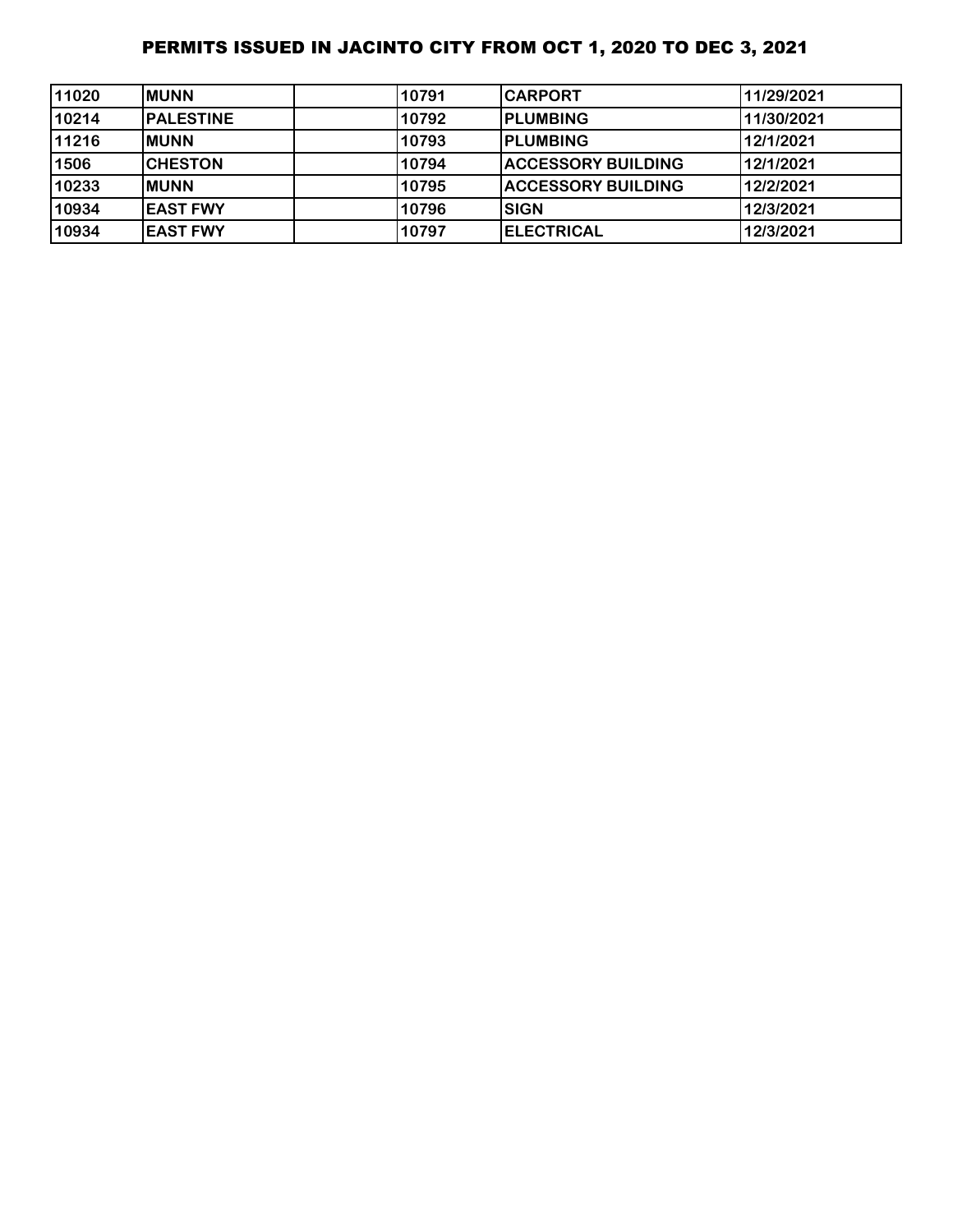| | | | | | |
|---|---|---|---|---|---|
| 11020 | MUNN | | 10791 | CARPORT | 11/29/2021 |
| 10214 | PALESTINE | | 10792 | PLUMBING | 11/30/2021 |
| 11216 | MUNN | | 10793 | PLUMBING | 12/1/2021 |
| 1506 | CHESTON | | 10794 | ACCESSORY BUILDING | 12/1/2021 |
| 10233 | MUNN | | 10795 | ACCESSORY BUILDING | 12/2/2021 |
| 10934 | EAST FWY | | 10796 | SIGN | 12/3/2021 |
| 10934 | EAST FWY | | 10797 | ELECTRICAL | 12/3/2021 |